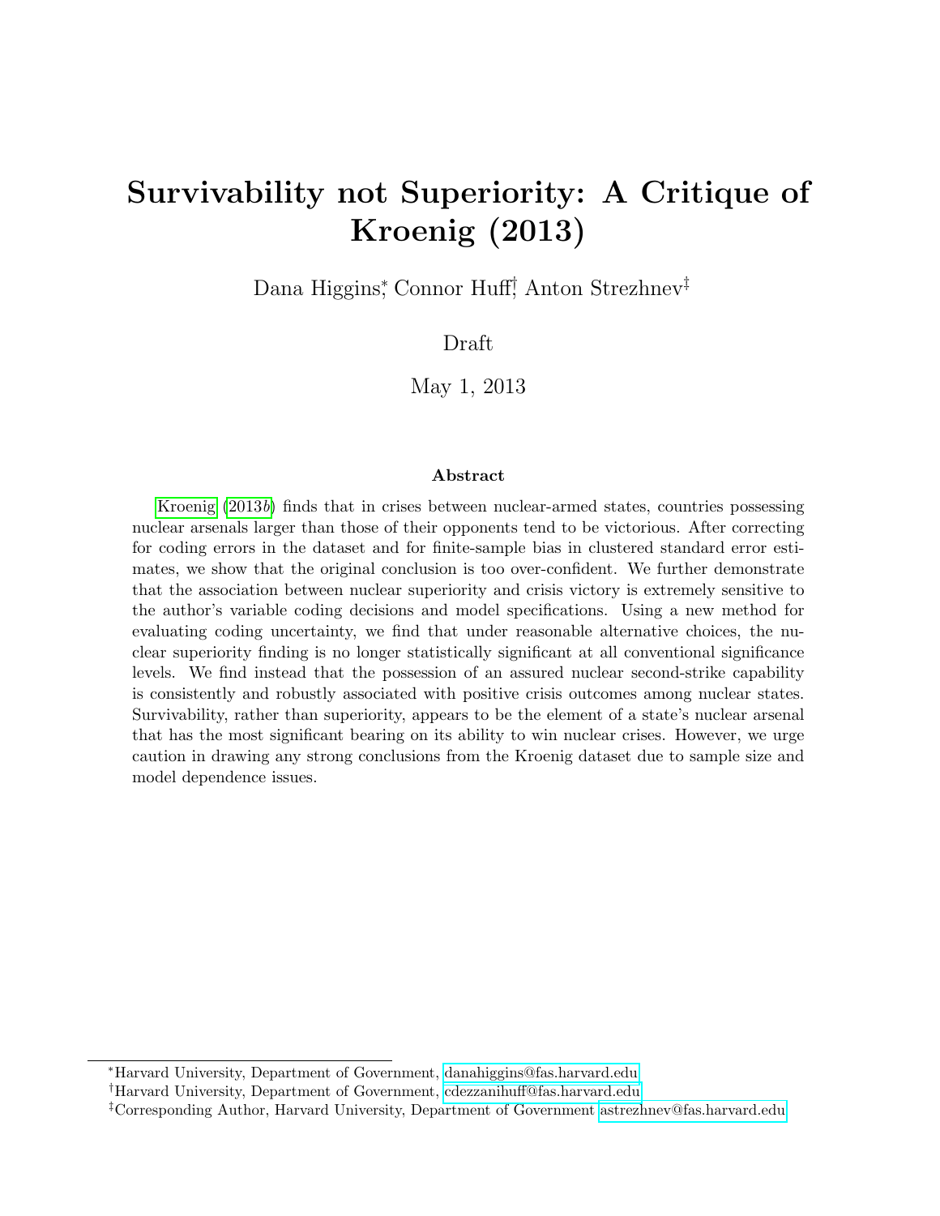# Survivability not Superiority: A Critique of Kroenig (2013)

Dana Higgins[*], Connor Huff[†], Anton Strezhnev[‡]

Draft

May 1, 2013

### Abstract

Kroenig (2013*b*) finds that in crises between nuclear-armed states, countries possessing nuclear arsenals larger than those of their opponents tend to be victorious. After correcting for coding errors in the dataset and for finite-sample bias in clustered standard error estimates, we show that the original conclusion is too over-confident. We further demonstrate that the association between nuclear superiority and crisis victory is extremely sensitive to the author's variable coding decisions and model specifications. Using a new method for evaluating coding uncertainty, we find that under reasonable alternative choices, the nuclear superiority finding is no longer statistically significant at all conventional significance levels. We find instead that the possession of an assured nuclear second-strike capability is consistently and robustly associated with positive crisis outcomes among nuclear states. Survivability, rather than superiority, appears to be the element of a state's nuclear arsenal that has the most significant bearing on its ability to win nuclear crises. However, we urge caution in drawing any strong conclusions from the Kroenig dataset due to sample size and model dependence issues.

---

[*] Harvard University, Department of Government, danahiggins@fas.harvard.edu

[†] Harvard University, Department of Government, cdezzanihuff@fas.harvard.edu

[‡] Corresponding Author, Harvard University, Department of Government astrezhnev@fas.harvard.edu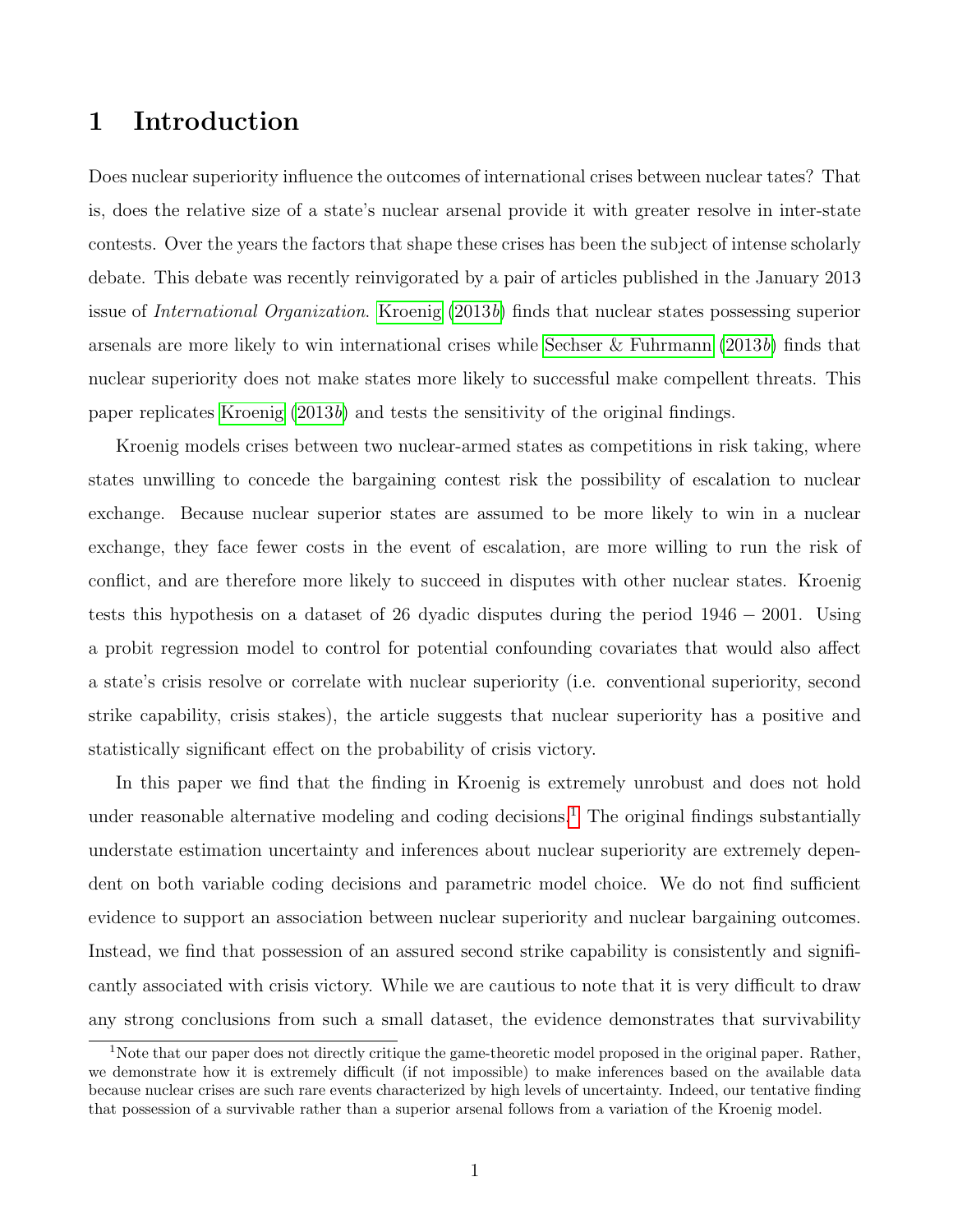# 1 Introduction

Does nuclear superiority influence the outcomes of international crises between nuclear tates? That is, does the relative size of a state's nuclear arsenal provide it with greater resolve in inter-state contests. Over the years the factors that shape these crises has been the subject of intense scholarly debate. This debate was recently reinvigorated by a pair of articles published in the January 2013 issue of *International Organization*. Kroenig (2013*b*) finds that nuclear states possessing superior arsenals are more likely to win international crises while Sechser & Fuhrmann (2013*b*) finds that nuclear superiority does not make states more likely to successful make compellent threats. This paper replicates Kroenig (2013*b*) and tests the sensitivity of the original findings.

Kroenig models crises between two nuclear-armed states as competitions in risk taking, where states unwilling to concede the bargaining contest risk the possibility of escalation to nuclear exchange. Because nuclear superior states are assumed to be more likely to win in a nuclear exchange, they face fewer costs in the event of escalation, are more willing to run the risk of conflict, and are therefore more likely to succeed in disputes with other nuclear states. Kroenig tests this hypothesis on a dataset of 26 dyadic disputes during the period $1946 - 2001$. Using a probit regression model to control for potential confounding covariates that would also affect a state's crisis resolve or correlate with nuclear superiority (i.e. conventional superiority, second strike capability, crisis stakes), the article suggests that nuclear superiority has a positive and statistically significant effect on the probability of crisis victory.

In this paper we find that the finding in Kroenig is extremely unrobust and does not hold under reasonable alternative modeling and coding decisions.[1] The original findings substantially understate estimation uncertainty and inferences about nuclear superiority are extremely dependent on both variable coding decisions and parametric model choice. We do not find sufficient evidence to support an association between nuclear superiority and nuclear bargaining outcomes. Instead, we find that possession of an assured second strike capability is consistently and significantly associated with crisis victory. While we are cautious to note that it is very difficult to draw any strong conclusions from such a small dataset, the evidence demonstrates that survivability

[1] Note that our paper does not directly critique the game-theoretic model proposed in the original paper. Rather, we demonstrate how it is extremely difficult (if not impossible) to make inferences based on the available data because nuclear crises are such rare events characterized by high levels of uncertainty. Indeed, our tentative finding that possession of a survivable rather than a superior arsenal follows from a variation of the Kroenig model.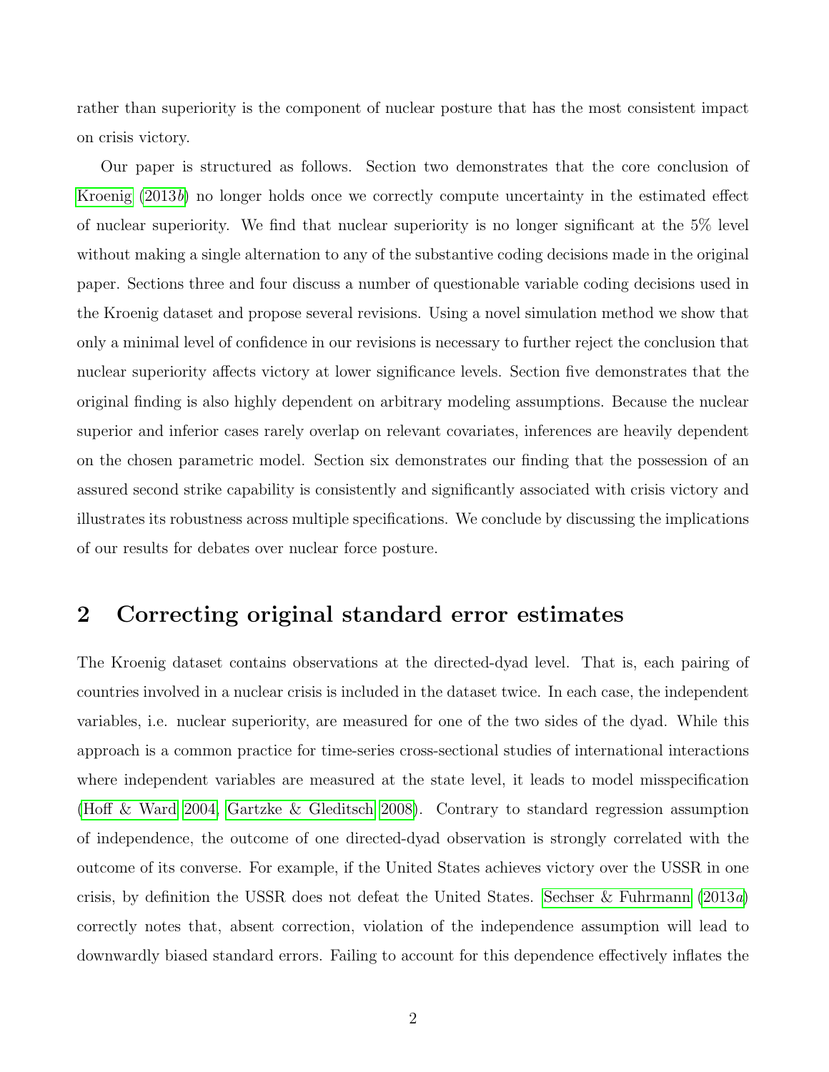rather than superiority is the component of nuclear posture that has the most consistent impact on crisis victory.

Our paper is structured as follows. Section two demonstrates that the core conclusion of Kroenig (2013*b*) no longer holds once we correctly compute uncertainty in the estimated effect of nuclear superiority. We find that nuclear superiority is no longer significant at the 5% level without making a single alternation to any of the substantive coding decisions made in the original paper. Sections three and four discuss a number of questionable variable coding decisions used in the Kroenig dataset and propose several revisions. Using a novel simulation method we show that only a minimal level of confidence in our revisions is necessary to further reject the conclusion that nuclear superiority affects victory at lower significance levels. Section five demonstrates that the original finding is also highly dependent on arbitrary modeling assumptions. Because the nuclear superior and inferior cases rarely overlap on relevant covariates, inferences are heavily dependent on the chosen parametric model. Section six demonstrates our finding that the possession of an assured second strike capability is consistently and significantly associated with crisis victory and illustrates its robustness across multiple specifications. We conclude by discussing the implications of our results for debates over nuclear force posture.

## 2 Correcting original standard error estimates

The Kroenig dataset contains observations at the directed-dyad level. That is, each pairing of countries involved in a nuclear crisis is included in the dataset twice. In each case, the independent variables, i.e. nuclear superiority, are measured for one of the two sides of the dyad. While this approach is a common practice for time-series cross-sectional studies of international interactions where independent variables are measured at the state level, it leads to model misspecification (Hoff & Ward 2004, Gartzke & Gleditsch 2008). Contrary to standard regression assumption of independence, the outcome of one directed-dyad observation is strongly correlated with the outcome of its converse. For example, if the United States achieves victory over the USSR in one crisis, by definition the USSR does not defeat the United States. Sechser & Fuhrmann (2013*a*) correctly notes that, absent correction, violation of the independence assumption will lead to downwardly biased standard errors. Failing to account for this dependence effectively inflates the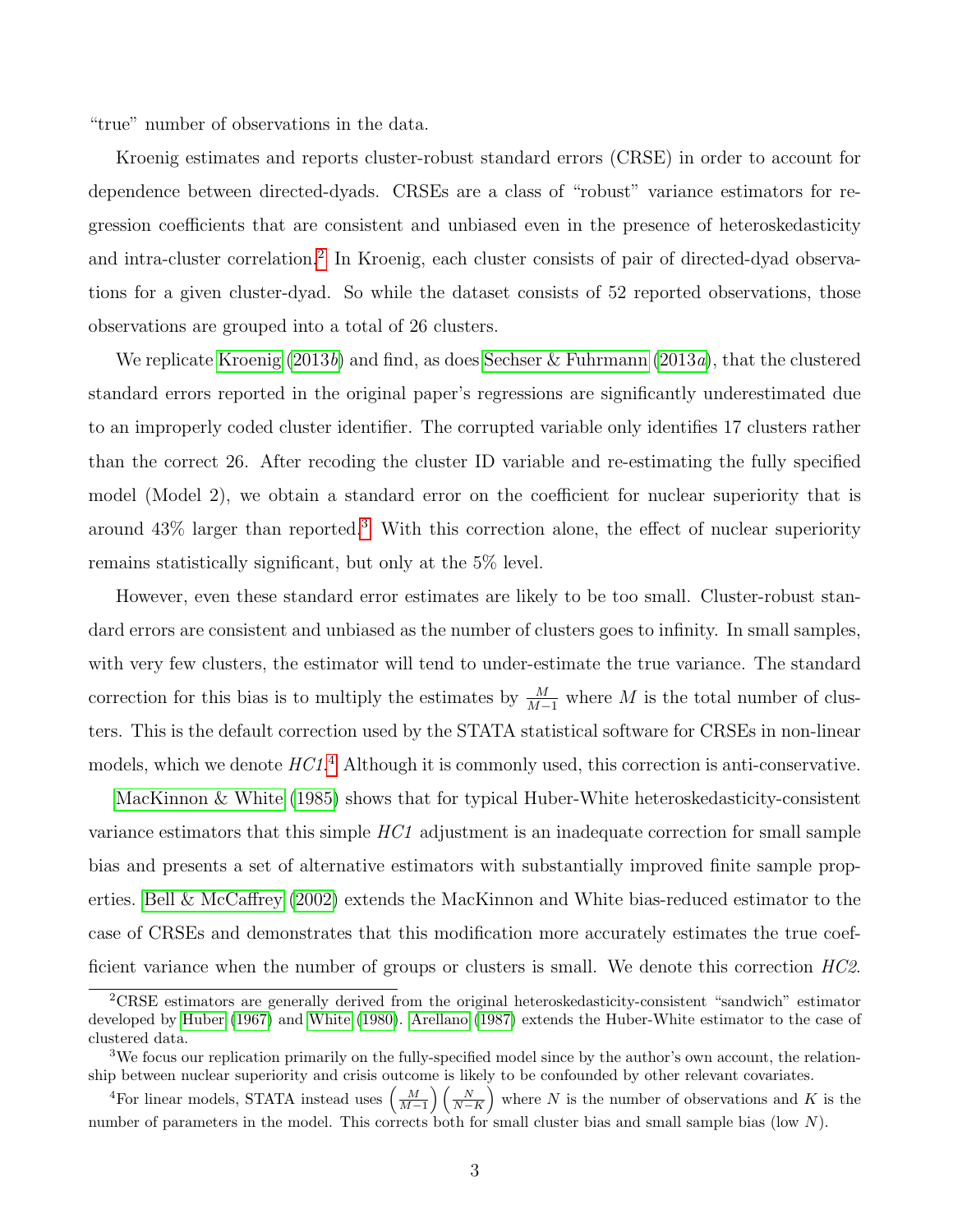"true" number of observations in the data.

Kroenig estimates and reports cluster-robust standard errors (CRSE) in order to account for dependence between directed-dyads. CRSEs are a class of "robust" variance estimators for regression coefficients that are consistent and unbiased even in the presence of heteroskedasticity and intra-cluster correlation.[2] In Kroenig, each cluster consists of pair of directed-dyad observations for a given cluster-dyad. So while the dataset consists of 52 reported observations, those observations are grouped into a total of 26 clusters.

We replicate Kroenig (2013*b*) and find, as does Sechser & Fuhrmann (2013*a*), that the clustered standard errors reported in the original paper's regressions are significantly underestimated due to an improperly coded cluster identifier. The corrupted variable only identifies 17 clusters rather than the correct 26. After recoding the cluster ID variable and re-estimating the fully specified model (Model 2), we obtain a standard error on the coefficient for nuclear superiority that is around 43% larger than reported.[3] With this correction alone, the effect of nuclear superiority remains statistically significant, but only at the 5% level.

However, even these standard error estimates are likely to be too small. Cluster-robust standard errors are consistent and unbiased as the number of clusters goes to infinity. In small samples, with very few clusters, the estimator will tend to under-estimate the true variance. The standard correction for this bias is to multiply the estimates by $\frac{M}{M-1}$ where $M$ is the total number of clusters. This is the default correction used by the STATA statistical software for CRSEs in non-linear models, which we denote *HC1*.[4] Although it is commonly used, this correction is anti-conservative.

MacKinnon & White (1985) shows that for typical Huber-White heteroskedasticity-consistent variance estimators that this simple *HC1* adjustment is an inadequate correction for small sample bias and presents a set of alternative estimators with substantially improved finite sample properties. Bell & McCaffrey (2002) extends the MacKinnon and White bias-reduced estimator to the case of CRSEs and demonstrates that this modification more accurately estimates the true coefficient variance when the number of groups or clusters is small. We denote this correction *HC2*.

---

[2] CRSE estimators are generally derived from the original heteroskedasticity-consistent "sandwich" estimator developed by Huber (1967) and White (1980). Arellano (1987) extends the Huber-White estimator to the case of clustered data.

[3] We focus our replication primarily on the fully-specified model since by the author's own account, the relationship between nuclear superiority and crisis outcome is likely to be confounded by other relevant covariates.

[4] For linear models, STATA instead uses $\left(\frac{M}{M-1}\right)\left(\frac{N}{N-K}\right)$ where $N$ is the number of observations and $K$ is the number of parameters in the model. This corrects both for small cluster bias and small sample bias (low $N$).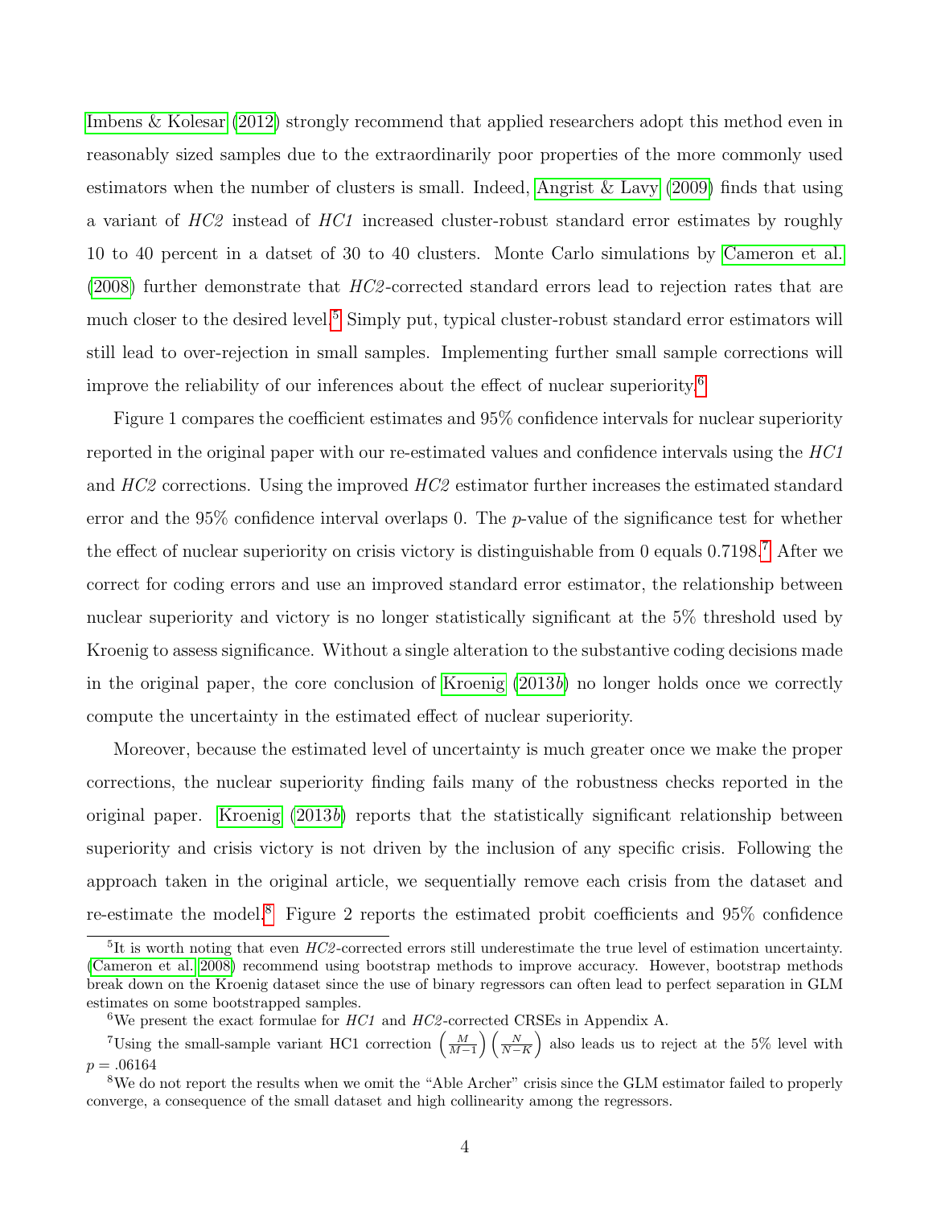Imbens & Kolesar (2012) strongly recommend that applied researchers adopt this method even in reasonably sized samples due to the extraordinarily poor properties of the more commonly used estimators when the number of clusters is small. Indeed, Angrist & Lavy (2009) finds that using a variant of *HC2* instead of *HC1* increased cluster-robust standard error estimates by roughly 10 to 40 percent in a datset of 30 to 40 clusters. Monte Carlo simulations by Cameron et al. (2008) further demonstrate that *HC2*-corrected standard errors lead to rejection rates that are much closer to the desired level.[5] Simply put, typical cluster-robust standard error estimators will still lead to over-rejection in small samples. Implementing further small sample corrections will improve the reliability of our inferences about the effect of nuclear superiority.[6]

Figure 1 compares the coefficient estimates and 95% confidence intervals for nuclear superiority reported in the original paper with our re-estimated values and confidence intervals using the *HC1* and *HC2* corrections. Using the improved *HC2* estimator further increases the estimated standard error and the 95% confidence interval overlaps 0. The *p*-value of the significance test for whether the effect of nuclear superiority on crisis victory is distinguishable from 0 equals 0.7198.[7] After we correct for coding errors and use an improved standard error estimator, the relationship between nuclear superiority and victory is no longer statistically significant at the 5% threshold used by Kroenig to assess significance. Without a single alteration to the substantive coding decisions made in the original paper, the core conclusion of Kroenig (2013*b*) no longer holds once we correctly compute the uncertainty in the estimated effect of nuclear superiority.

Moreover, because the estimated level of uncertainty is much greater once we make the proper corrections, the nuclear superiority finding fails many of the robustness checks reported in the original paper. Kroenig (2013*b*) reports that the statistically significant relationship between superiority and crisis victory is not driven by the inclusion of any specific crisis. Following the approach taken in the original article, we sequentially remove each crisis from the dataset and re-estimate the model.[8] Figure 2 reports the estimated probit coefficients and 95% confidence

---

[5] It is worth noting that even *HC2*-corrected errors still underestimate the true level of estimation uncertainty. (Cameron et al. 2008) recommend using bootstrap methods to improve accuracy. However, bootstrap methods break down on the Kroenig dataset since the use of binary regressors can often lead to perfect separation in GLM estimates on some bootstrapped samples.

[6] We present the exact formulae for *HC1* and *HC2*-corrected CRSEs in Appendix A.

[7] Using the small-sample variant HC1 correction $\left(\frac{M}{M-1}\right)\left(\frac{N}{N-K}\right)$ also leads us to reject at the 5% level with $p = .06164$

[8] We do not report the results when we omit the "Able Archer" crisis since the GLM estimator failed to properly converge, a consequence of the small dataset and high collinearity among the regressors.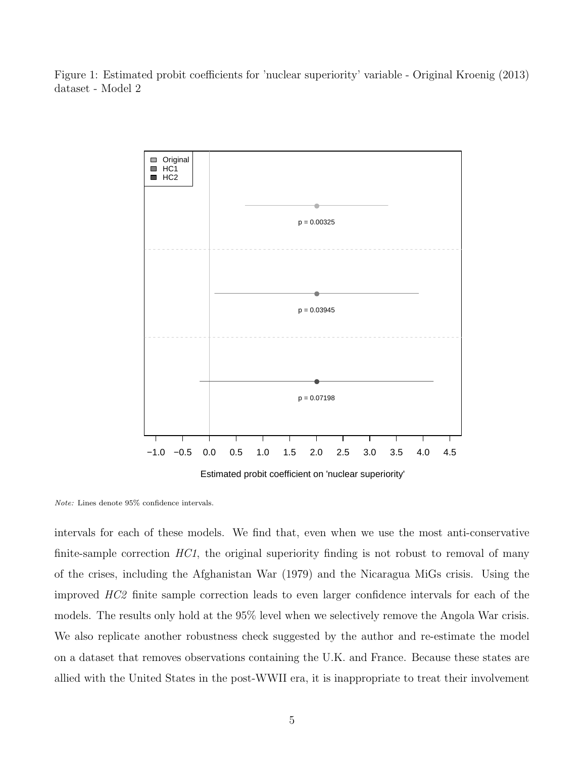Figure 1: Estimated probit coefficients for 'nuclear superiority' variable - Original Kroenig (2013) dataset - Model 2

*Note:* Lines denote 95% confidence intervals.

intervals for each of these models. We find that, even when we use the most anti-conservative finite-sample correction *HC1*, the original superiority finding is not robust to removal of many of the crises, including the Afghanistan War (1979) and the Nicaragua MiGs crisis. Using the improved *HC2* finite sample correction leads to even larger confidence intervals for each of the models. The results only hold at the 95% level when we selectively remove the Angola War crisis. We also replicate another robustness check suggested by the author and re-estimate the model on a dataset that removes observations containing the U.K. and France. Because these states are allied with the United States in the post-WWII era, it is inappropriate to treat their involvement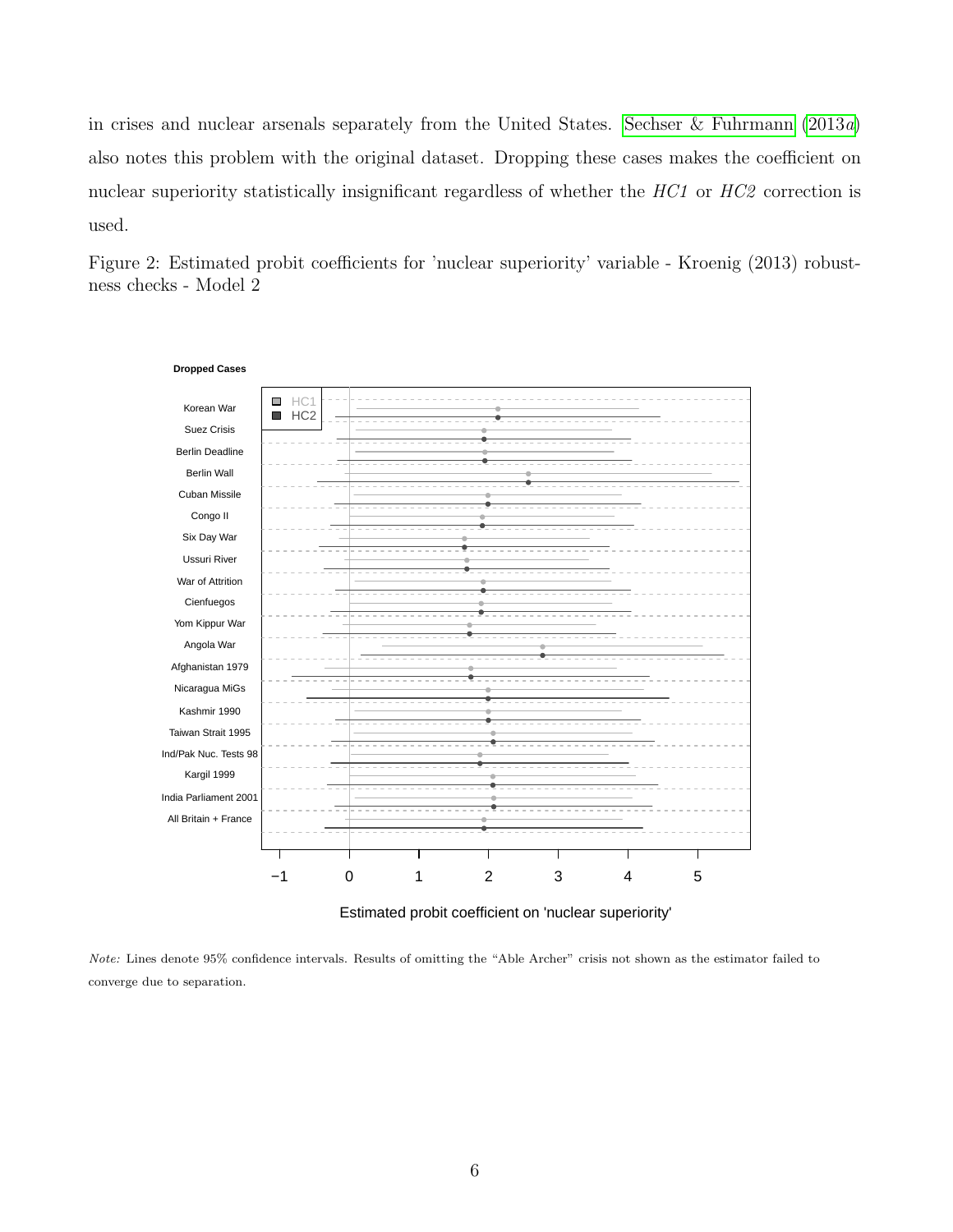in crises and nuclear arsenals separately from the United States. Sechser & Fuhrmann (2013*a*) also notes this problem with the original dataset. Dropping these cases makes the coefficient on nuclear superiority statistically insignificant regardless of whether the *HC1* or *HC2* correction is used.

Figure 2: Estimated probit coefficients for 'nuclear superiority' variable - Kroenig (2013) robustness checks - Model 2

*Note:* Lines denote 95% confidence intervals. Results of omitting the "Able Archer" crisis not shown as the estimator failed to converge due to separation.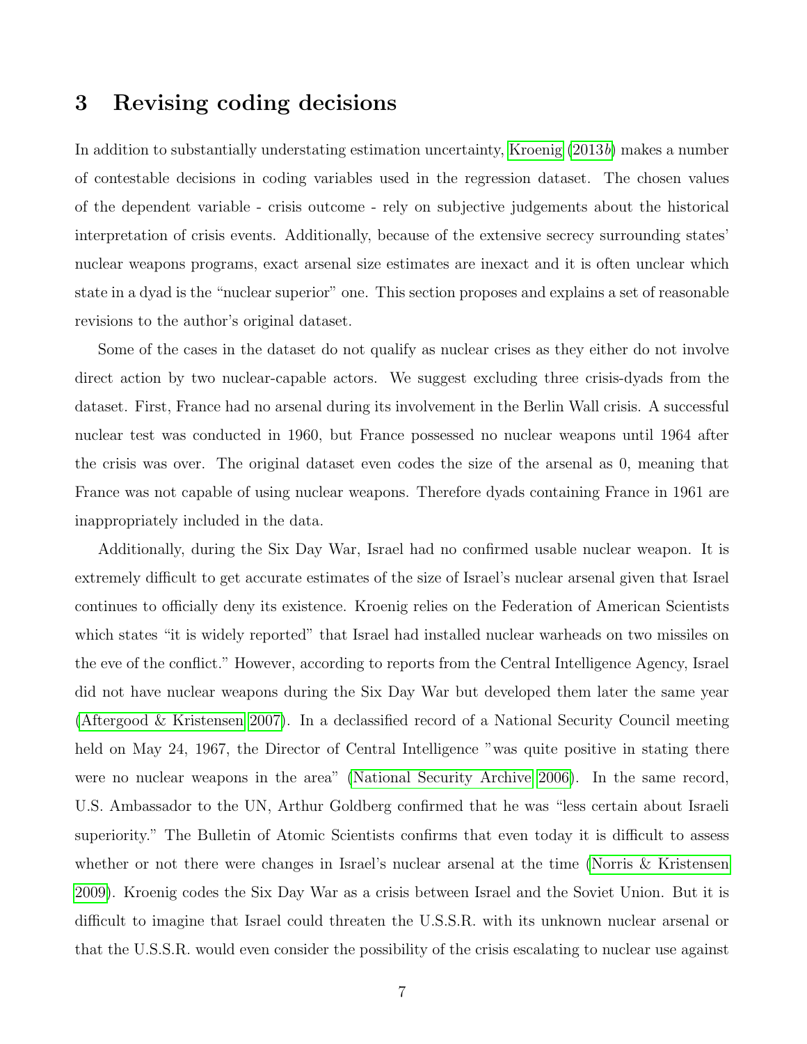## 3 Revising coding decisions

In addition to substantially understating estimation uncertainty, Kroenig (2013*b*) makes a number of contestable decisions in coding variables used in the regression dataset. The chosen values of the dependent variable - crisis outcome - rely on subjective judgements about the historical interpretation of crisis events. Additionally, because of the extensive secrecy surrounding states' nuclear weapons programs, exact arsenal size estimates are inexact and it is often unclear which state in a dyad is the "nuclear superior" one. This section proposes and explains a set of reasonable revisions to the author's original dataset.

Some of the cases in the dataset do not qualify as nuclear crises as they either do not involve direct action by two nuclear-capable actors. We suggest excluding three crisis-dyads from the dataset. First, France had no arsenal during its involvement in the Berlin Wall crisis. A successful nuclear test was conducted in 1960, but France possessed no nuclear weapons until 1964 after the crisis was over. The original dataset even codes the size of the arsenal as 0, meaning that France was not capable of using nuclear weapons. Therefore dyads containing France in 1961 are inappropriately included in the data.

Additionally, during the Six Day War, Israel had no confirmed usable nuclear weapon. It is extremely difficult to get accurate estimates of the size of Israel's nuclear arsenal given that Israel continues to officially deny its existence. Kroenig relies on the Federation of American Scientists which states "it is widely reported" that Israel had installed nuclear warheads on two missiles on the eve of the conflict." However, according to reports from the Central Intelligence Agency, Israel did not have nuclear weapons during the Six Day War but developed them later the same year (Aftergood & Kristensen 2007). In a declassified record of a National Security Council meeting held on May 24, 1967, the Director of Central Intelligence "was quite positive in stating there were no nuclear weapons in the area" (National Security Archive 2006). In the same record, U.S. Ambassador to the UN, Arthur Goldberg confirmed that he was "less certain about Israeli superiority." The Bulletin of Atomic Scientists confirms that even today it is difficult to assess whether or not there were changes in Israel's nuclear arsenal at the time (Norris & Kristensen 2009). Kroenig codes the Six Day War as a crisis between Israel and the Soviet Union. But it is difficult to imagine that Israel could threaten the U.S.S.R. with its unknown nuclear arsenal or that the U.S.S.R. would even consider the possibility of the crisis escalating to nuclear use against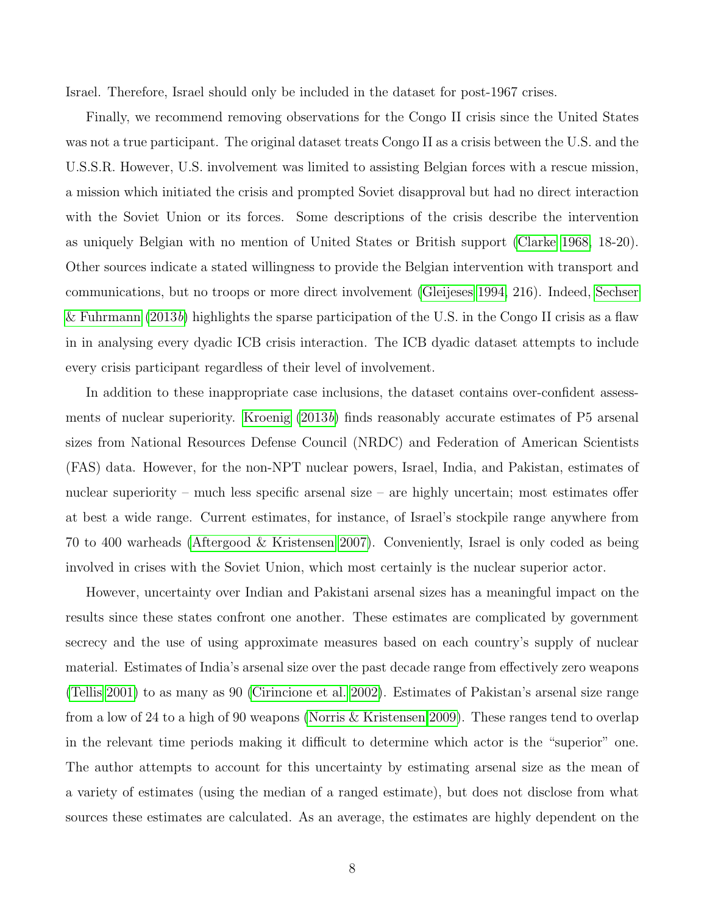Israel. Therefore, Israel should only be included in the dataset for post-1967 crises.

Finally, we recommend removing observations for the Congo II crisis since the United States was not a true participant. The original dataset treats Congo II as a crisis between the U.S. and the U.S.S.R. However, U.S. involvement was limited to assisting Belgian forces with a rescue mission, a mission which initiated the crisis and prompted Soviet disapproval but had no direct interaction with the Soviet Union or its forces. Some descriptions of the crisis describe the intervention as uniquely Belgian with no mention of United States or British support (Clarke 1968, 18-20). Other sources indicate a stated willingness to provide the Belgian intervention with transport and communications, but no troops or more direct involvement (Gleijeses 1994, 216). Indeed, Sechser & Fuhrmann (2013*b*) highlights the sparse participation of the U.S. in the Congo II crisis as a flaw in in analysing every dyadic ICB crisis interaction. The ICB dyadic dataset attempts to include every crisis participant regardless of their level of involvement.

In addition to these inappropriate case inclusions, the dataset contains over-confident assessments of nuclear superiority. Kroenig (2013*b*) finds reasonably accurate estimates of P5 arsenal sizes from National Resources Defense Council (NRDC) and Federation of American Scientists (FAS) data. However, for the non-NPT nuclear powers, Israel, India, and Pakistan, estimates of nuclear superiority – much less specific arsenal size – are highly uncertain; most estimates offer at best a wide range. Current estimates, for instance, of Israel's stockpile range anywhere from 70 to 400 warheads (Aftergood & Kristensen 2007). Conveniently, Israel is only coded as being involved in crises with the Soviet Union, which most certainly is the nuclear superior actor.

However, uncertainty over Indian and Pakistani arsenal sizes has a meaningful impact on the results since these states confront one another. These estimates are complicated by government secrecy and the use of using approximate measures based on each country's supply of nuclear material. Estimates of India's arsenal size over the past decade range from effectively zero weapons (Tellis 2001) to as many as 90 (Cirincione et al. 2002). Estimates of Pakistan's arsenal size range from a low of 24 to a high of 90 weapons (Norris & Kristensen 2009). These ranges tend to overlap in the relevant time periods making it difficult to determine which actor is the "superior" one. The author attempts to account for this uncertainty by estimating arsenal size as the mean of a variety of estimates (using the median of a ranged estimate), but does not disclose from what sources these estimates are calculated. As an average, the estimates are highly dependent on the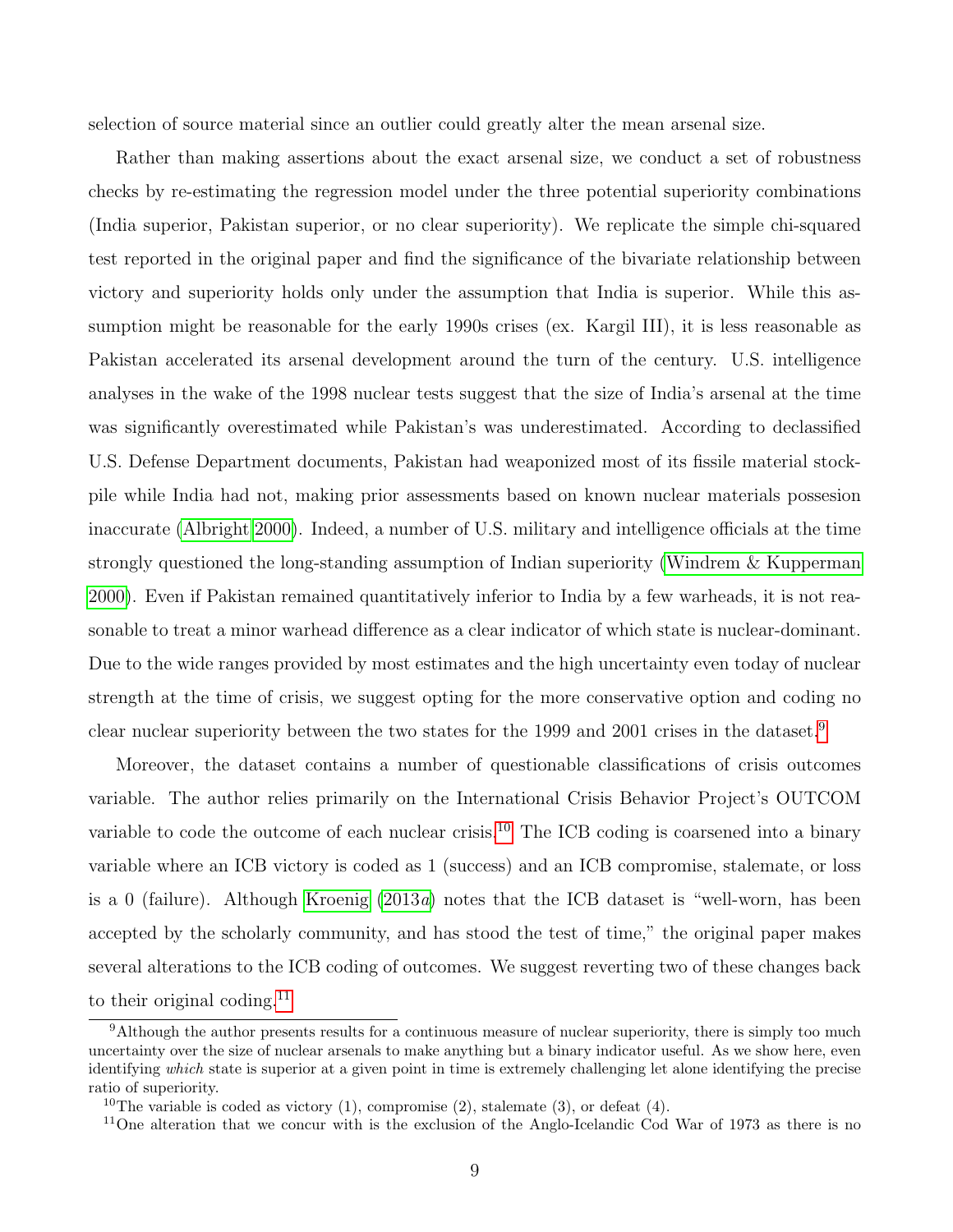selection of source material since an outlier could greatly alter the mean arsenal size.

Rather than making assertions about the exact arsenal size, we conduct a set of robustness checks by re-estimating the regression model under the three potential superiority combinations (India superior, Pakistan superior, or no clear superiority). We replicate the simple chi-squared test reported in the original paper and find the significance of the bivariate relationship between victory and superiority holds only under the assumption that India is superior. While this assumption might be reasonable for the early 1990s crises (ex. Kargil III), it is less reasonable as Pakistan accelerated its arsenal development around the turn of the century. U.S. intelligence analyses in the wake of the 1998 nuclear tests suggest that the size of India's arsenal at the time was significantly overestimated while Pakistan's was underestimated. According to declassified U.S. Defense Department documents, Pakistan had weaponized most of its fissile material stockpile while India had not, making prior assessments based on known nuclear materials possesion inaccurate (Albright 2000). Indeed, a number of U.S. military and intelligence officials at the time strongly questioned the long-standing assumption of Indian superiority (Windrem & Kupperman 2000). Even if Pakistan remained quantitatively inferior to India by a few warheads, it is not reasonable to treat a minor warhead difference as a clear indicator of which state is nuclear-dominant. Due to the wide ranges provided by most estimates and the high uncertainty even today of nuclear strength at the time of crisis, we suggest opting for the more conservative option and coding no clear nuclear superiority between the two states for the 1999 and 2001 crises in the dataset.[9]

Moreover, the dataset contains a number of questionable classifications of crisis outcomes variable. The author relies primarily on the International Crisis Behavior Project's OUTCOM variable to code the outcome of each nuclear crisis.[10] The ICB coding is coarsened into a binary variable where an ICB victory is coded as 1 (success) and an ICB compromise, stalemate, or loss is a 0 (failure). Although Kroenig (2013*a*) notes that the ICB dataset is "well-worn, has been accepted by the scholarly community, and has stood the test of time," the original paper makes several alterations to the ICB coding of outcomes. We suggest reverting two of these changes back to their original coding.[11]

---

[9] Although the author presents results for a continuous measure of nuclear superiority, there is simply too much uncertainty over the size of nuclear arsenals to make anything but a binary indicator useful. As we show here, even identifying *which* state is superior at a given point in time is extremely challenging let alone identifying the precise ratio of superiority.

[10] The variable is coded as victory (1), compromise (2), stalemate (3), or defeat (4).

[11] One alteration that we concur with is the exclusion of the Anglo-Icelandic Cod War of 1973 as there is no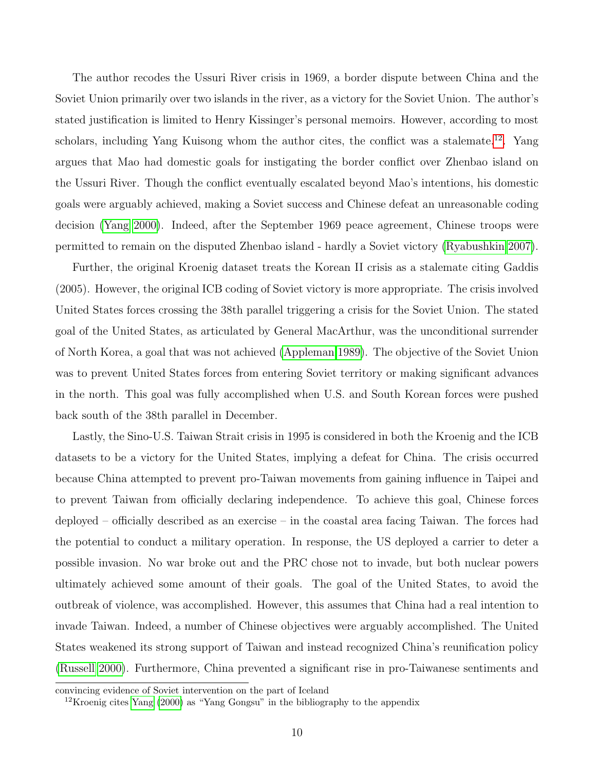The author recodes the Ussuri River crisis in 1969, a border dispute between China and the Soviet Union primarily over two islands in the river, as a victory for the Soviet Union. The author's stated justification is limited to Henry Kissinger's personal memoirs. However, according to most scholars, including Yang Kuisong whom the author cites, the conflict was a stalemate.[12]. Yang argues that Mao had domestic goals for instigating the border conflict over Zhenbao island on the Ussuri River. Though the conflict eventually escalated beyond Mao's intentions, his domestic goals were arguably achieved, making a Soviet success and Chinese defeat an unreasonable coding decision (Yang 2000). Indeed, after the September 1969 peace agreement, Chinese troops were permitted to remain on the disputed Zhenbao island - hardly a Soviet victory (Ryabushkin 2007).

Further, the original Kroenig dataset treats the Korean II crisis as a stalemate citing Gaddis (2005). However, the original ICB coding of Soviet victory is more appropriate. The crisis involved United States forces crossing the 38th parallel triggering a crisis for the Soviet Union. The stated goal of the United States, as articulated by General MacArthur, was the unconditional surrender of North Korea, a goal that was not achieved (Appleman 1989). The objective of the Soviet Union was to prevent United States forces from entering Soviet territory or making significant advances in the north. This goal was fully accomplished when U.S. and South Korean forces were pushed back south of the 38th parallel in December.

Lastly, the Sino-U.S. Taiwan Strait crisis in 1995 is considered in both the Kroenig and the ICB datasets to be a victory for the United States, implying a defeat for China. The crisis occurred because China attempted to prevent pro-Taiwan movements from gaining influence in Taipei and to prevent Taiwan from officially declaring independence. To achieve this goal, Chinese forces deployed – officially described as an exercise – in the coastal area facing Taiwan. The forces had the potential to conduct a military operation. In response, the US deployed a carrier to deter a possible invasion. No war broke out and the PRC chose not to invade, but both nuclear powers ultimately achieved some amount of their goals. The goal of the United States, to avoid the outbreak of violence, was accomplished. However, this assumes that China had a real intention to invade Taiwan. Indeed, a number of Chinese objectives were arguably accomplished. The United States weakened its strong support of Taiwan and instead recognized China's reunification policy (Russell 2000). Furthermore, China prevented a significant rise in pro-Taiwanese sentiments and

convincing evidence of Soviet intervention on the part of Iceland

[12] Kroenig cites Yang (2000) as "Yang Gongsu" in the bibliography to the appendix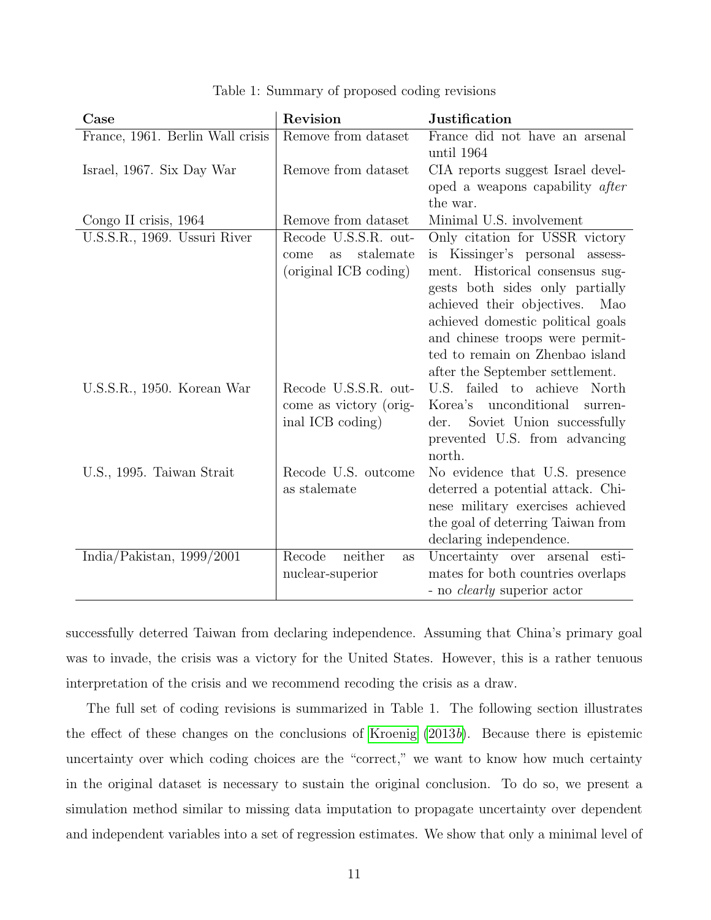Table 1: Summary of proposed coding revisions

| Case | Revision | Justification |
|---|---|---|
| France, 1961. Berlin Wall crisis | Remove from dataset | France did not have an arsenal until 1964 |
| Israel, 1967. Six Day War | Remove from dataset | CIA reports suggest Israel developed a weapons capability *after* the war. |
| Congo II crisis, 1964 | Remove from dataset | Minimal U.S. involvement |
| U.S.S.R., 1969. Ussuri River | Recode U.S.S.R. outcome as stalemate (original ICB coding) | Only citation for USSR victory is Kissinger's personal assessment. Historical consensus suggests both sides only partially achieved their objectives. Mao achieved domestic political goals and chinese troops were permitted to remain on Zhenbao island after the September settlement. |
| U.S.S.R., 1950. Korean War | Recode U.S.S.R. outcome as victory (original ICB coding) | U.S. failed to achieve North Korea's unconditional surrender. Soviet Union successfully prevented U.S. from advancing north. |
| U.S., 1995. Taiwan Strait | Recode U.S. outcome as stalemate | No evidence that U.S. presence deterred a potential attack. Chinese military exercises achieved the goal of deterring Taiwan from declaring independence. |
| India/Pakistan, 1999/2001 | Recode neither as nuclear-superior | Uncertainty over arsenal estimates for both countries overlaps - no *clearly* superior actor |

successfully deterred Taiwan from declaring independence. Assuming that China's primary goal was to invade, the crisis was a victory for the United States. However, this is a rather tenuous interpretation of the crisis and we recommend recoding the crisis as a draw.

The full set of coding revisions is summarized in Table 1. The following section illustrates the effect of these changes on the conclusions of Kroenig (2013*b*). Because there is epistemic uncertainty over which coding choices are the "correct," we want to know how much certainty in the original dataset is necessary to sustain the original conclusion. To do so, we present a simulation method similar to missing data imputation to propagate uncertainty over dependent and independent variables into a set of regression estimates. We show that only a minimal level of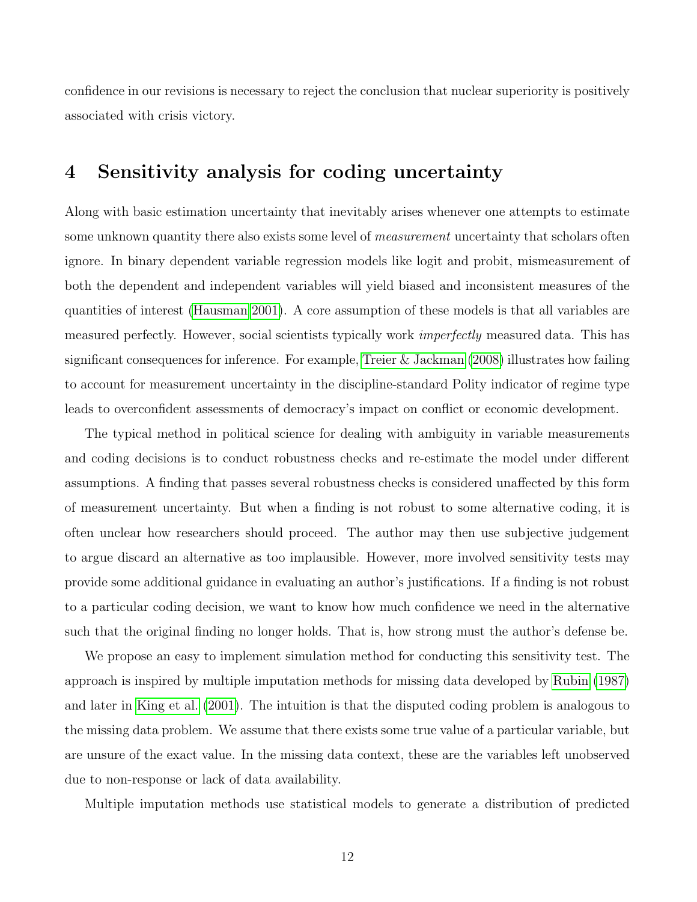confidence in our revisions is necessary to reject the conclusion that nuclear superiority is positively associated with crisis victory.

# 4 Sensitivity analysis for coding uncertainty

Along with basic estimation uncertainty that inevitably arises whenever one attempts to estimate some unknown quantity there also exists some level of *measurement* uncertainty that scholars often ignore. In binary dependent variable regression models like logit and probit, mismeasurement of both the dependent and independent variables will yield biased and inconsistent measures of the quantities of interest (Hausman 2001). A core assumption of these models is that all variables are measured perfectly. However, social scientists typically work *imperfectly* measured data. This has significant consequences for inference. For example, Treier & Jackman (2008) illustrates how failing to account for measurement uncertainty in the discipline-standard Polity indicator of regime type leads to overconfident assessments of democracy's impact on conflict or economic development.

The typical method in political science for dealing with ambiguity in variable measurements and coding decisions is to conduct robustness checks and re-estimate the model under different assumptions. A finding that passes several robustness checks is considered unaffected by this form of measurement uncertainty. But when a finding is not robust to some alternative coding, it is often unclear how researchers should proceed. The author may then use subjective judgement to argue discard an alternative as too implausible. However, more involved sensitivity tests may provide some additional guidance in evaluating an author's justifications. If a finding is not robust to a particular coding decision, we want to know how much confidence we need in the alternative such that the original finding no longer holds. That is, how strong must the author's defense be.

We propose an easy to implement simulation method for conducting this sensitivity test. The approach is inspired by multiple imputation methods for missing data developed by Rubin (1987) and later in King et al. (2001). The intuition is that the disputed coding problem is analogous to the missing data problem. We assume that there exists some true value of a particular variable, but are unsure of the exact value. In the missing data context, these are the variables left unobserved due to non-response or lack of data availability.

Multiple imputation methods use statistical models to generate a distribution of predicted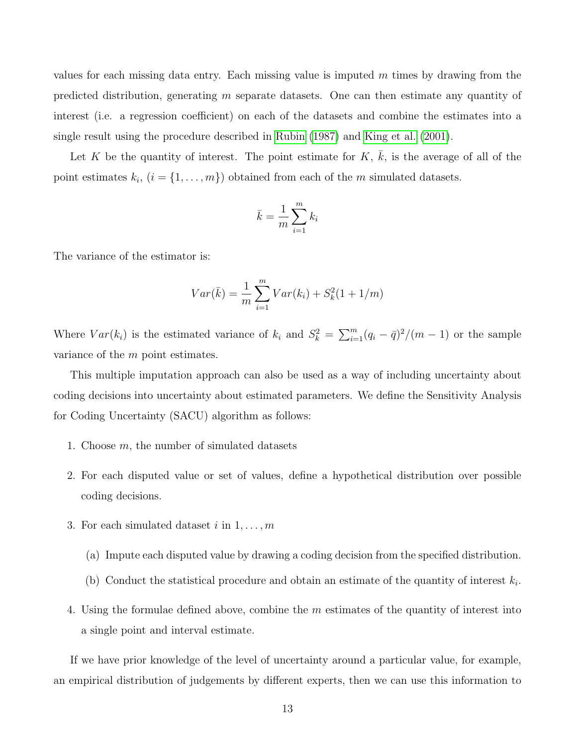values for each missing data entry. Each missing value is imputed $m$ times by drawing from the predicted distribution, generating $m$ separate datasets. One can then estimate any quantity of interest (i.e. a regression coefficient) on each of the datasets and combine the estimates into a single result using the procedure described in Rubin (1987) and King et al. (2001).

Let $K$ be the quantity of interest. The point estimate for $K$, $\bar{k}$, is the average of all of the point estimates $k_i$, ($i = \{1, \ldots, m\}$) obtained from each of the $m$ simulated datasets.

$$\bar{k} = \frac{1}{m} \sum_{i=1}^{m} k_i$$

The variance of the estimator is:

$$Var(\bar{k}) = \frac{1}{m} \sum_{i=1}^{m} Var(k_i) + S_k^2(1 + 1/m)$$

Where $Var(k_i)$ is the estimated variance of $k_i$ and $S_k^2 = \sum_{i=1}^{m}(q_i - \bar{q})^2/(m-1)$ or the sample variance of the $m$ point estimates.

This multiple imputation approach can also be used as a way of including uncertainty about coding decisions into uncertainty about estimated parameters. We define the Sensitivity Analysis for Coding Uncertainty (SACU) algorithm as follows:

1. Choose $m$, the number of simulated datasets
2. For each disputed value or set of values, define a hypothetical distribution over possible coding decisions.
3. For each simulated dataset $i$ in $1, \ldots, m$
   (a) Impute each disputed value by drawing a coding decision from the specified distribution.
   (b) Conduct the statistical procedure and obtain an estimate of the quantity of interest $k_i$.
4. Using the formulae defined above, combine the $m$ estimates of the quantity of interest into a single point and interval estimate.

If we have prior knowledge of the level of uncertainty around a particular value, for example, an empirical distribution of judgements by different experts, then we can use this information to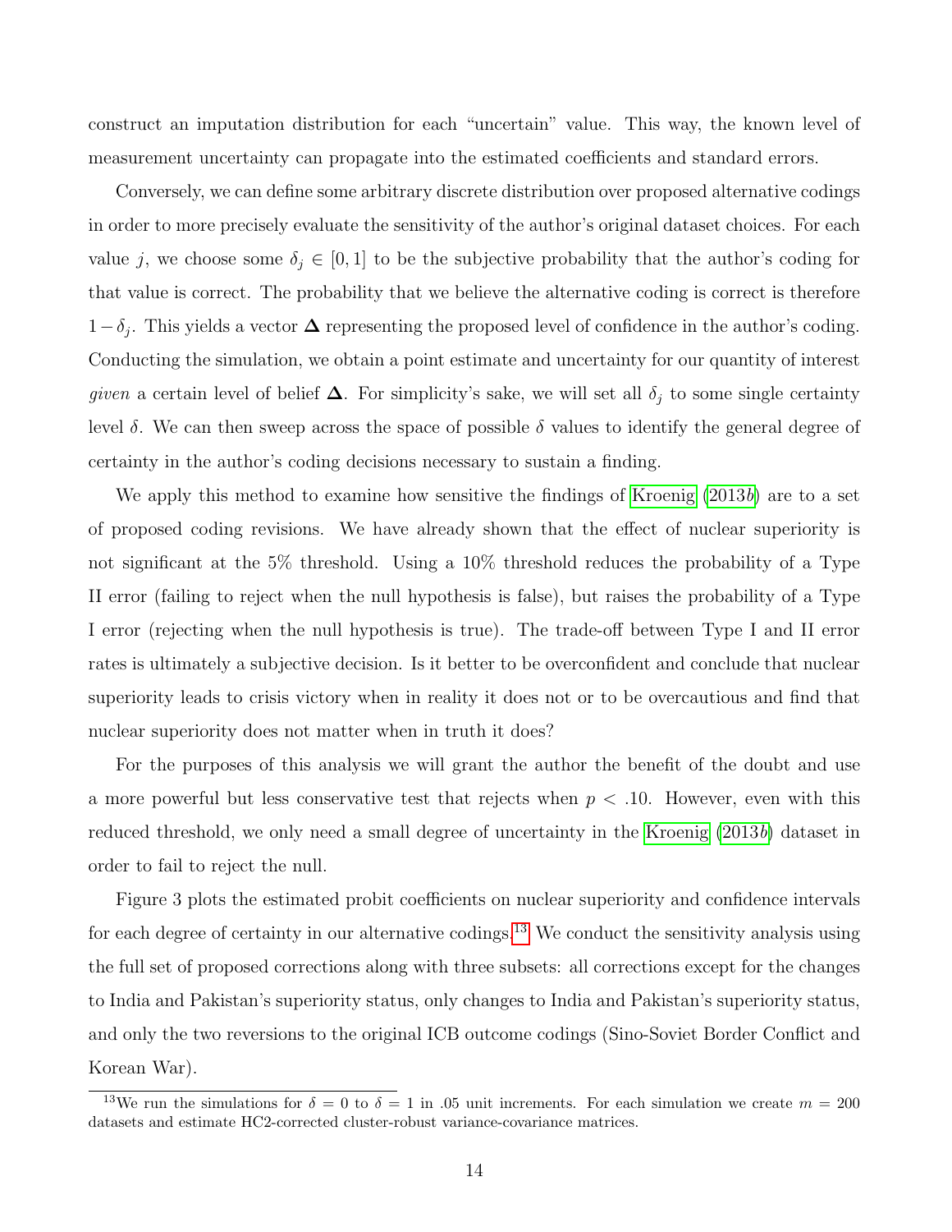construct an imputation distribution for each "uncertain" value. This way, the known level of measurement uncertainty can propagate into the estimated coefficients and standard errors.

Conversely, we can define some arbitrary discrete distribution over proposed alternative codings in order to more precisely evaluate the sensitivity of the author's original dataset choices. For each value $j$, we choose some $\delta_j \in [0, 1]$ to be the subjective probability that the author's coding for that value is correct. The probability that we believe the alternative coding is correct is therefore $1 - \delta_j$. This yields a vector $\mathbf{\Delta}$ representing the proposed level of confidence in the author's coding. Conducting the simulation, we obtain a point estimate and uncertainty for our quantity of interest *given* a certain level of belief $\mathbf{\Delta}$. For simplicity's sake, we will set all $\delta_j$ to some single certainty level $\delta$. We can then sweep across the space of possible $\delta$ values to identify the general degree of certainty in the author's coding decisions necessary to sustain a finding.

We apply this method to examine how sensitive the findings of Kroenig (2013*b*) are to a set of proposed coding revisions. We have already shown that the effect of nuclear superiority is not significant at the 5% threshold. Using a 10% threshold reduces the probability of a Type II error (failing to reject when the null hypothesis is false), but raises the probability of a Type I error (rejecting when the null hypothesis is true). The trade-off between Type I and II error rates is ultimately a subjective decision. Is it better to be overconfident and conclude that nuclear superiority leads to crisis victory when in reality it does not or to be overcautious and find that nuclear superiority does not matter when in truth it does?

For the purposes of this analysis we will grant the author the benefit of the doubt and use a more powerful but less conservative test that rejects when $p < .10$. However, even with this reduced threshold, we only need a small degree of uncertainty in the Kroenig (2013*b*) dataset in order to fail to reject the null.

Figure 3 plots the estimated probit coefficients on nuclear superiority and confidence intervals for each degree of certainty in our alternative codings.[13] We conduct the sensitivity analysis using the full set of proposed corrections along with three subsets: all corrections except for the changes to India and Pakistan's superiority status, only changes to India and Pakistan's superiority status, and only the two reversions to the original ICB outcome codings (Sino-Soviet Border Conflict and Korean War).

[13] We run the simulations for $\delta = 0$ to $\delta = 1$ in .05 unit increments. For each simulation we create $m = 200$ datasets and estimate HC2-corrected cluster-robust variance-covariance matrices.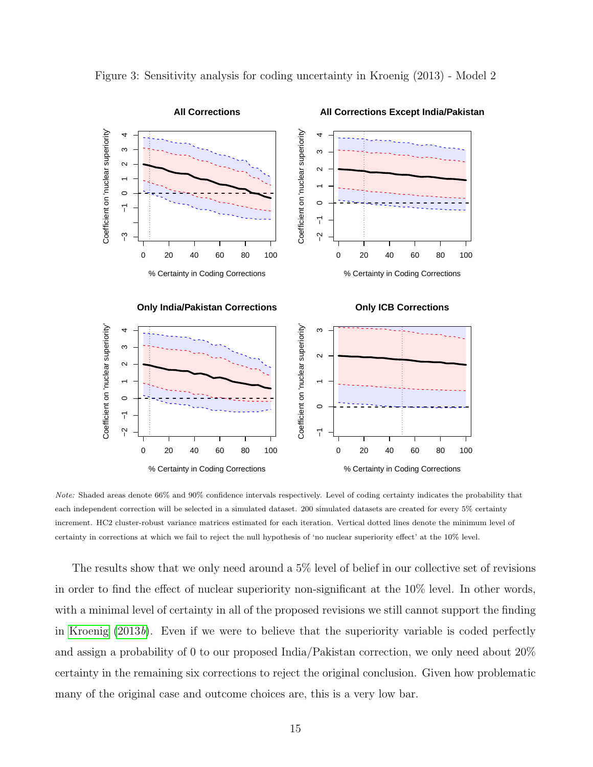Figure 3: Sensitivity analysis for coding uncertainty in Kroenig (2013) - Model 2

*Note:* Shaded areas denote 66% and 90% confidence intervals respectively. Level of coding certainty indicates the probability that each independent correction will be selected in a simulated dataset. 200 simulated datasets are created for every 5% certainty increment. HC2 cluster-robust variance matrices estimated for each iteration. Vertical dotted lines denote the minimum level of certainty in corrections at which we fail to reject the null hypothesis of 'no nuclear superiority effect' at the 10% level.

The results show that we only need around a 5% level of belief in our collective set of revisions in order to find the effect of nuclear superiority non-significant at the 10% level. In other words, with a minimal level of certainty in all of the proposed revisions we still cannot support the finding in Kroenig (2013*b*). Even if we were to believe that the superiority variable is coded perfectly and assign a probability of 0 to our proposed India/Pakistan correction, we only need about 20% certainty in the remaining six corrections to reject the original conclusion. Given how problematic many of the original case and outcome choices are, this is a very low bar.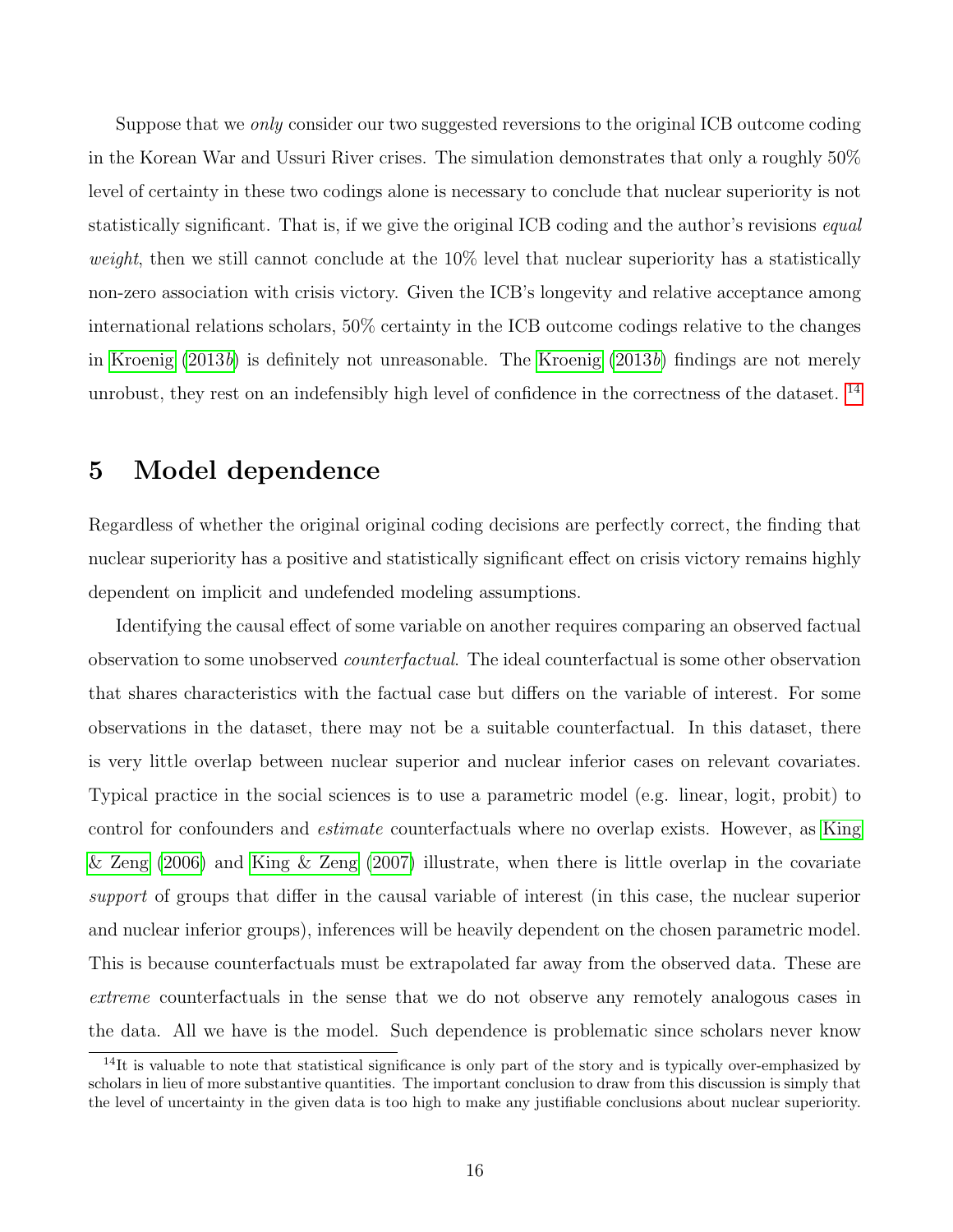Suppose that we *only* consider our two suggested reversions to the original ICB outcome coding in the Korean War and Ussuri River crises. The simulation demonstrates that only a roughly 50% level of certainty in these two codings alone is necessary to conclude that nuclear superiority is not statistically significant. That is, if we give the original ICB coding and the author's revisions *equal weight*, then we still cannot conclude at the 10% level that nuclear superiority has a statistically non-zero association with crisis victory. Given the ICB's longevity and relative acceptance among international relations scholars, 50% certainty in the ICB outcome codings relative to the changes in Kroenig (2013*b*) is definitely not unreasonable. The Kroenig (2013*b*) findings are not merely unrobust, they rest on an indefensibly high level of confidence in the correctness of the dataset. [14]

## 5 Model dependence

Regardless of whether the original original coding decisions are perfectly correct, the finding that nuclear superiority has a positive and statistically significant effect on crisis victory remains highly dependent on implicit and undefended modeling assumptions.

Identifying the causal effect of some variable on another requires comparing an observed factual observation to some unobserved *counterfactual*. The ideal counterfactual is some other observation that shares characteristics with the factual case but differs on the variable of interest. For some observations in the dataset, there may not be a suitable counterfactual. In this dataset, there is very little overlap between nuclear superior and nuclear inferior cases on relevant covariates. Typical practice in the social sciences is to use a parametric model (e.g. linear, logit, probit) to control for confounders and *estimate* counterfactuals where no overlap exists. However, as King & Zeng (2006) and King & Zeng (2007) illustrate, when there is little overlap in the covariate *support* of groups that differ in the causal variable of interest (in this case, the nuclear superior and nuclear inferior groups), inferences will be heavily dependent on the chosen parametric model. This is because counterfactuals must be extrapolated far away from the observed data. These are *extreme* counterfactuals in the sense that we do not observe any remotely analogous cases in the data. All we have is the model. Such dependence is problematic since scholars never know

[14] It is valuable to note that statistical significance is only part of the story and is typically over-emphasized by scholars in lieu of more substantive quantities. The important conclusion to draw from this discussion is simply that the level of uncertainty in the given data is too high to make any justifiable conclusions about nuclear superiority.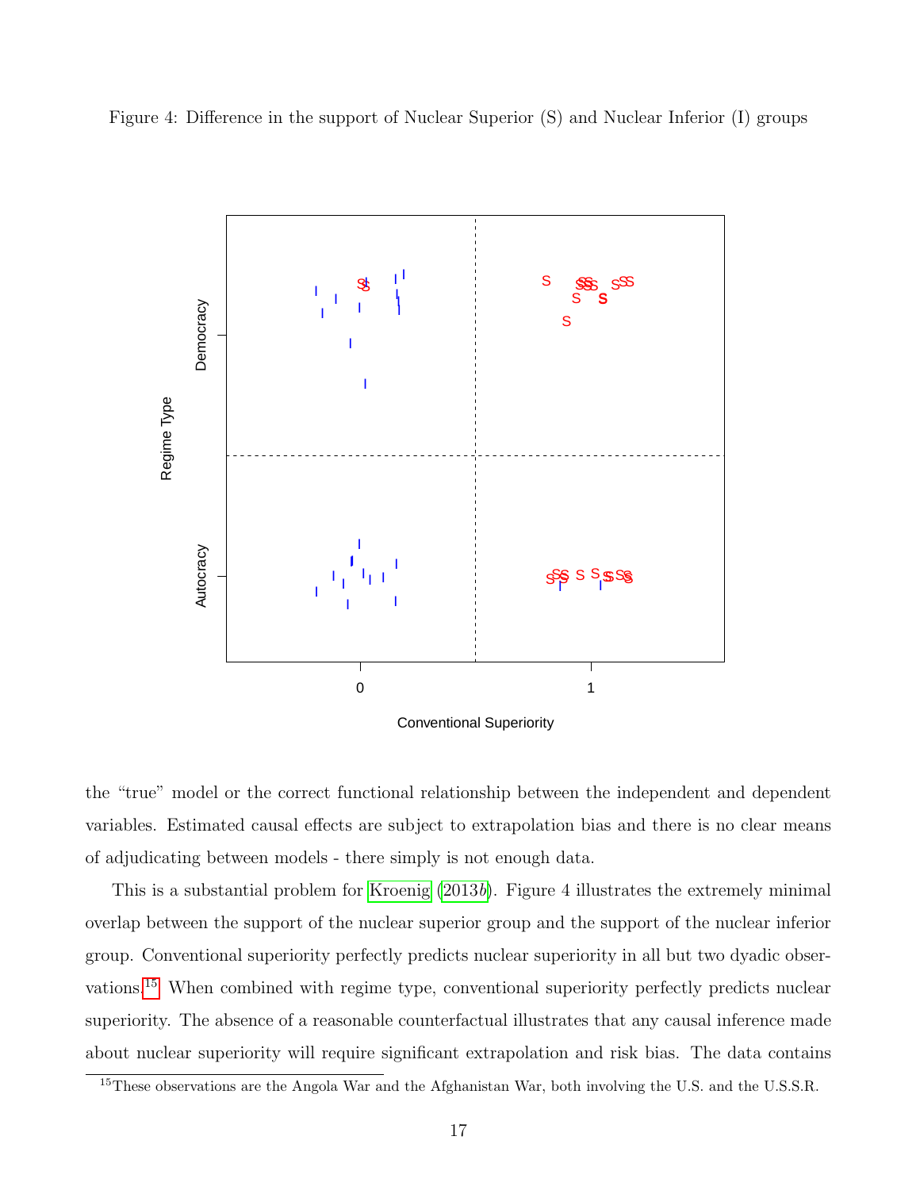Figure 4: Difference in the support of Nuclear Superior (S) and Nuclear Inferior (I) groups

the "true" model or the correct functional relationship between the independent and dependent variables. Estimated causal effects are subject to extrapolation bias and there is no clear means of adjudicating between models - there simply is not enough data.

This is a substantial problem for Kroenig (2013*b*). Figure 4 illustrates the extremely minimal overlap between the support of the nuclear superior group and the support of the nuclear inferior group. Conventional superiority perfectly predicts nuclear superiority in all but two dyadic observations.[15] When combined with regime type, conventional superiority perfectly predicts nuclear superiority. The absence of a reasonable counterfactual illustrates that any causal inference made about nuclear superiority will require significant extrapolation and risk bias. The data contains

[15] These observations are the Angola War and the Afghanistan War, both involving the U.S. and the U.S.S.R.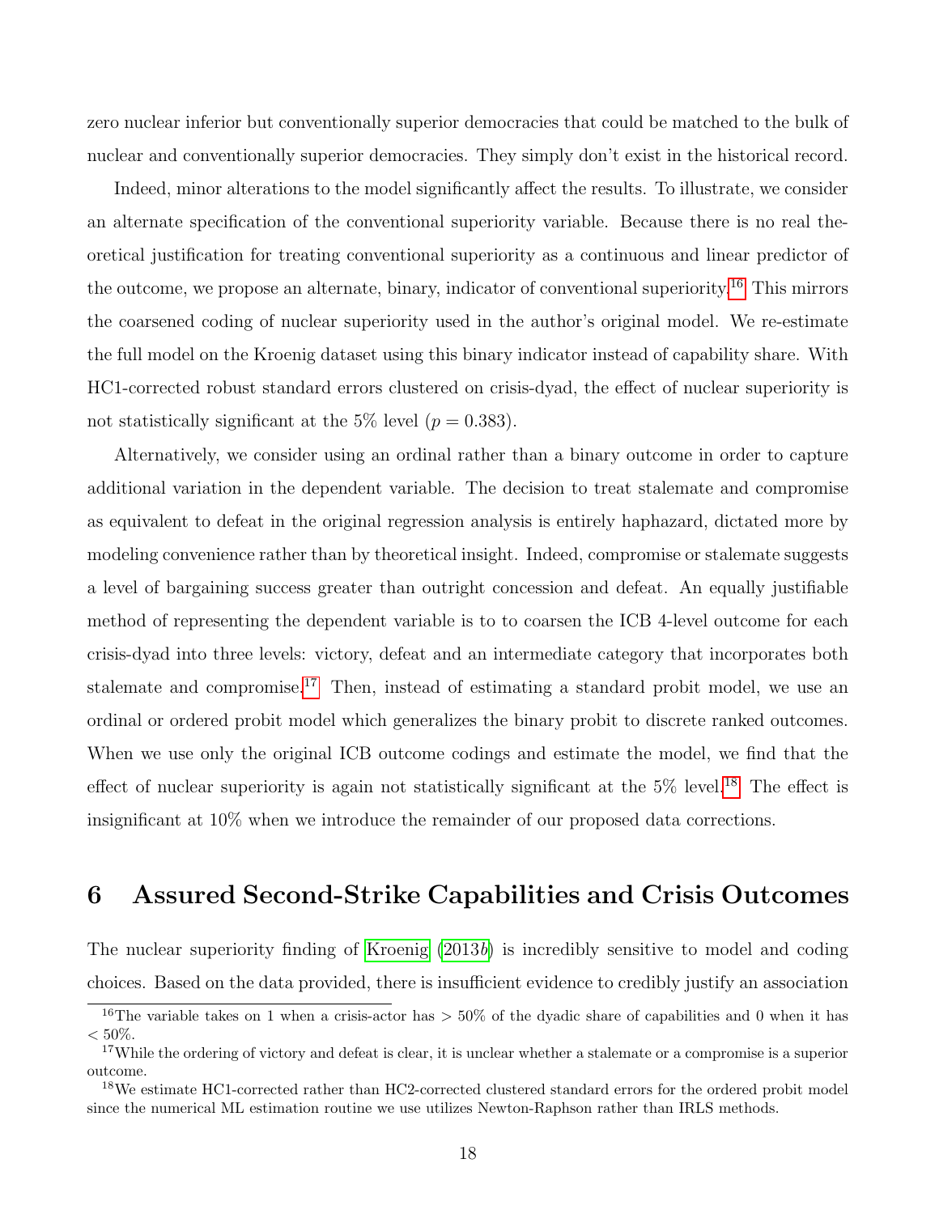zero nuclear inferior but conventionally superior democracies that could be matched to the bulk of nuclear and conventionally superior democracies. They simply don't exist in the historical record.

Indeed, minor alterations to the model significantly affect the results. To illustrate, we consider an alternate specification of the conventional superiority variable. Because there is no real theoretical justification for treating conventional superiority as a continuous and linear predictor of the outcome, we propose an alternate, binary, indicator of conventional superiority.[16] This mirrors the coarsened coding of nuclear superiority used in the author's original model. We re-estimate the full model on the Kroenig dataset using this binary indicator instead of capability share. With HC1-corrected robust standard errors clustered on crisis-dyad, the effect of nuclear superiority is not statistically significant at the 5% level ($p = 0.383$).

Alternatively, we consider using an ordinal rather than a binary outcome in order to capture additional variation in the dependent variable. The decision to treat stalemate and compromise as equivalent to defeat in the original regression analysis is entirely haphazard, dictated more by modeling convenience rather than by theoretical insight. Indeed, compromise or stalemate suggests a level of bargaining success greater than outright concession and defeat. An equally justifiable method of representing the dependent variable is to to coarsen the ICB 4-level outcome for each crisis-dyad into three levels: victory, defeat and an intermediate category that incorporates both stalemate and compromise.[17] Then, instead of estimating a standard probit model, we use an ordinal or ordered probit model which generalizes the binary probit to discrete ranked outcomes. When we use only the original ICB outcome codings and estimate the model, we find that the effect of nuclear superiority is again not statistically significant at the 5% level.[18] The effect is insignificant at 10% when we introduce the remainder of our proposed data corrections.

# 6 Assured Second-Strike Capabilities and Crisis Outcomes

The nuclear superiority finding of Kroenig (2013*b*) is incredibly sensitive to model and coding choices. Based on the data provided, there is insufficient evidence to credibly justify an association

[16] The variable takes on 1 when a crisis-actor has $> 50\%$ of the dyadic share of capabilities and 0 when it has $< 50\%$.

[17] While the ordering of victory and defeat is clear, it is unclear whether a stalemate or a compromise is a superior outcome.

[18] We estimate HC1-corrected rather than HC2-corrected clustered standard errors for the ordered probit model since the numerical ML estimation routine we use utilizes Newton-Raphson rather than IRLS methods.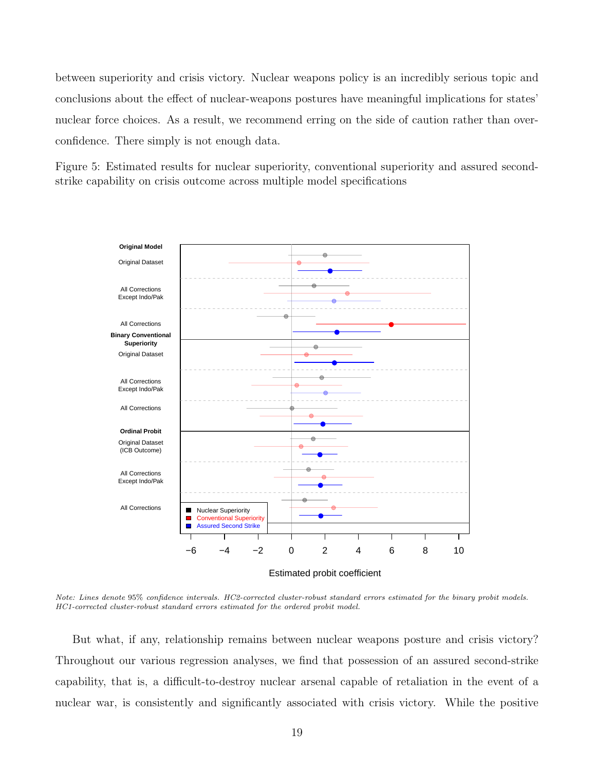between superiority and crisis victory. Nuclear weapons policy is an incredibly serious topic and conclusions about the effect of nuclear-weapons postures have meaningful implications for states' nuclear force choices. As a result, we recommend erring on the side of caution rather than over-confidence. There simply is not enough data.

Figure 5: Estimated results for nuclear superiority, conventional superiority and assured second-strike capability on crisis outcome across multiple model specifications

*Note: Lines denote 95% confidence intervals. HC2-corrected cluster-robust standard errors estimated for the binary probit models. HC1-corrected cluster-robust standard errors estimated for the ordered probit model.*

But what, if any, relationship remains between nuclear weapons posture and crisis victory? Throughout our various regression analyses, we find that possession of an assured second-strike capability, that is, a difficult-to-destroy nuclear arsenal capable of retaliation in the event of a nuclear war, is consistently and significantly associated with crisis victory. While the positive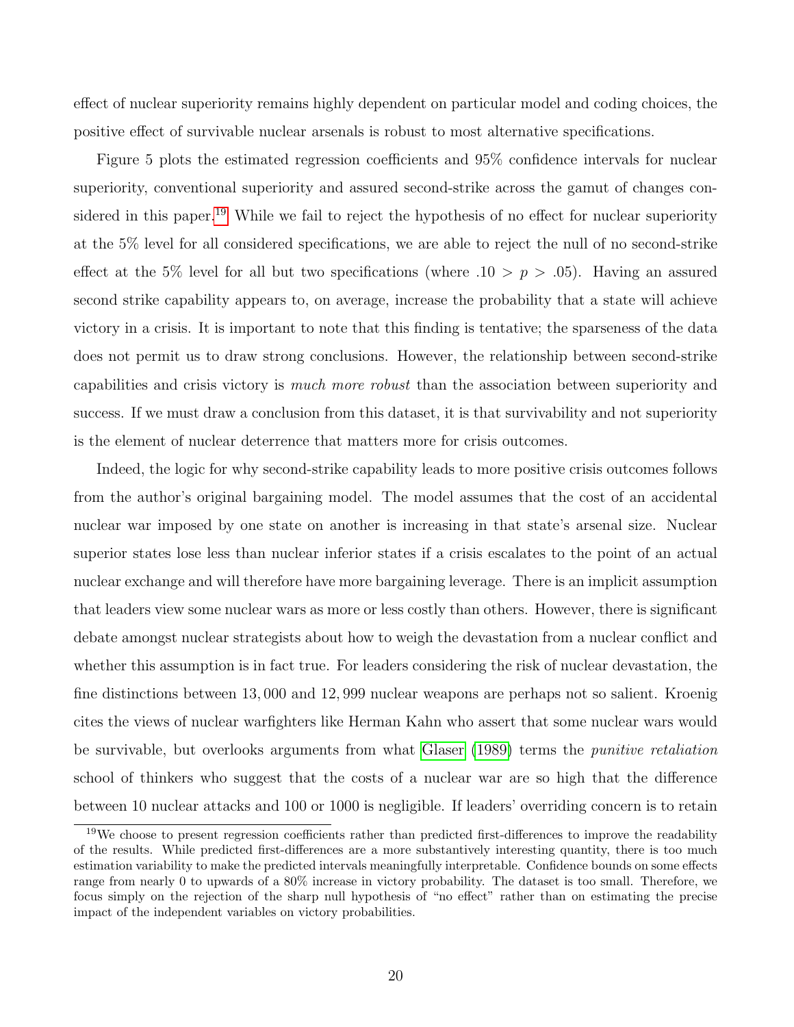effect of nuclear superiority remains highly dependent on particular model and coding choices, the positive effect of survivable nuclear arsenals is robust to most alternative specifications.

Figure 5 plots the estimated regression coefficients and 95% confidence intervals for nuclear superiority, conventional superiority and assured second-strike across the gamut of changes considered in this paper.[19] While we fail to reject the hypothesis of no effect for nuclear superiority at the 5% level for all considered specifications, we are able to reject the null of no second-strike effect at the 5% level for all but two specifications (where $.10 > p > .05$). Having an assured second strike capability appears to, on average, increase the probability that a state will achieve victory in a crisis. It is important to note that this finding is tentative; the sparseness of the data does not permit us to draw strong conclusions. However, the relationship between second-strike capabilities and crisis victory is *much more robust* than the association between superiority and success. If we must draw a conclusion from this dataset, it is that survivability and not superiority is the element of nuclear deterrence that matters more for crisis outcomes.

Indeed, the logic for why second-strike capability leads to more positive crisis outcomes follows from the author's original bargaining model. The model assumes that the cost of an accidental nuclear war imposed by one state on another is increasing in that state's arsenal size. Nuclear superior states lose less than nuclear inferior states if a crisis escalates to the point of an actual nuclear exchange and will therefore have more bargaining leverage. There is an implicit assumption that leaders view some nuclear wars as more or less costly than others. However, there is significant debate amongst nuclear strategists about how to weigh the devastation from a nuclear conflict and whether this assumption is in fact true. For leaders considering the risk of nuclear devastation, the fine distinctions between 13,000 and 12,999 nuclear weapons are perhaps not so salient. Kroenig cites the views of nuclear warfighters like Herman Kahn who assert that some nuclear wars would be survivable, but overlooks arguments from what Glaser (1989) terms the *punitive retaliation* school of thinkers who suggest that the costs of a nuclear war are so high that the difference between 10 nuclear attacks and 100 or 1000 is negligible. If leaders' overriding concern is to retain

[19] We choose to present regression coefficients rather than predicted first-differences to improve the readability of the results. While predicted first-differences are a more substantively interesting quantity, there is too much estimation variability to make the predicted intervals meaningfully interpretable. Confidence bounds on some effects range from nearly 0 to upwards of a 80% increase in victory probability. The dataset is too small. Therefore, we focus simply on the rejection of the sharp null hypothesis of "no effect" rather than on estimating the precise impact of the independent variables on victory probabilities.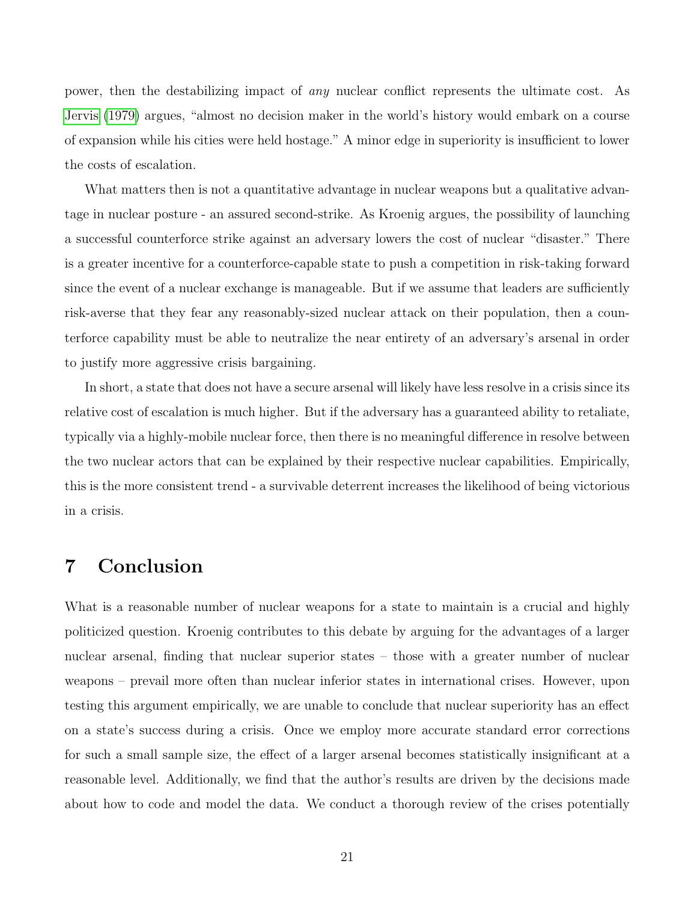power, then the destabilizing impact of *any* nuclear conflict represents the ultimate cost. As Jervis (1979) argues, "almost no decision maker in the world's history would embark on a course of expansion while his cities were held hostage." A minor edge in superiority is insufficient to lower the costs of escalation.

What matters then is not a quantitative advantage in nuclear weapons but a qualitative advantage in nuclear posture - an assured second-strike. As Kroenig argues, the possibility of launching a successful counterforce strike against an adversary lowers the cost of nuclear "disaster." There is a greater incentive for a counterforce-capable state to push a competition in risk-taking forward since the event of a nuclear exchange is manageable. But if we assume that leaders are sufficiently risk-averse that they fear any reasonably-sized nuclear attack on their population, then a counterforce capability must be able to neutralize the near entirety of an adversary's arsenal in order to justify more aggressive crisis bargaining.

In short, a state that does not have a secure arsenal will likely have less resolve in a crisis since its relative cost of escalation is much higher. But if the adversary has a guaranteed ability to retaliate, typically via a highly-mobile nuclear force, then there is no meaningful difference in resolve between the two nuclear actors that can be explained by their respective nuclear capabilities. Empirically, this is the more consistent trend - a survivable deterrent increases the likelihood of being victorious in a crisis.

# 7 Conclusion

What is a reasonable number of nuclear weapons for a state to maintain is a crucial and highly politicized question. Kroenig contributes to this debate by arguing for the advantages of a larger nuclear arsenal, finding that nuclear superior states – those with a greater number of nuclear weapons – prevail more often than nuclear inferior states in international crises. However, upon testing this argument empirically, we are unable to conclude that nuclear superiority has an effect on a state's success during a crisis. Once we employ more accurate standard error corrections for such a small sample size, the effect of a larger arsenal becomes statistically insignificant at a reasonable level. Additionally, we find that the author's results are driven by the decisions made about how to code and model the data. We conduct a thorough review of the crises potentially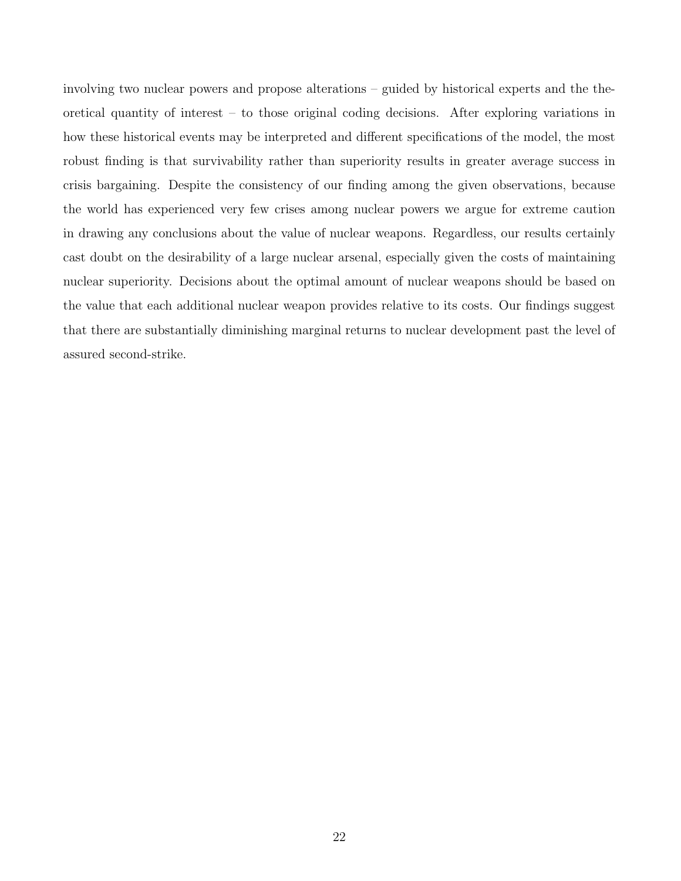involving two nuclear powers and propose alterations – guided by historical experts and the theoretical quantity of interest – to those original coding decisions. After exploring variations in how these historical events may be interpreted and different specifications of the model, the most robust finding is that survivability rather than superiority results in greater average success in crisis bargaining. Despite the consistency of our finding among the given observations, because the world has experienced very few crises among nuclear powers we argue for extreme caution in drawing any conclusions about the value of nuclear weapons. Regardless, our results certainly cast doubt on the desirability of a large nuclear arsenal, especially given the costs of maintaining nuclear superiority. Decisions about the optimal amount of nuclear weapons should be based on the value that each additional nuclear weapon provides relative to its costs. Our findings suggest that there are substantially diminishing marginal returns to nuclear development past the level of assured second-strike.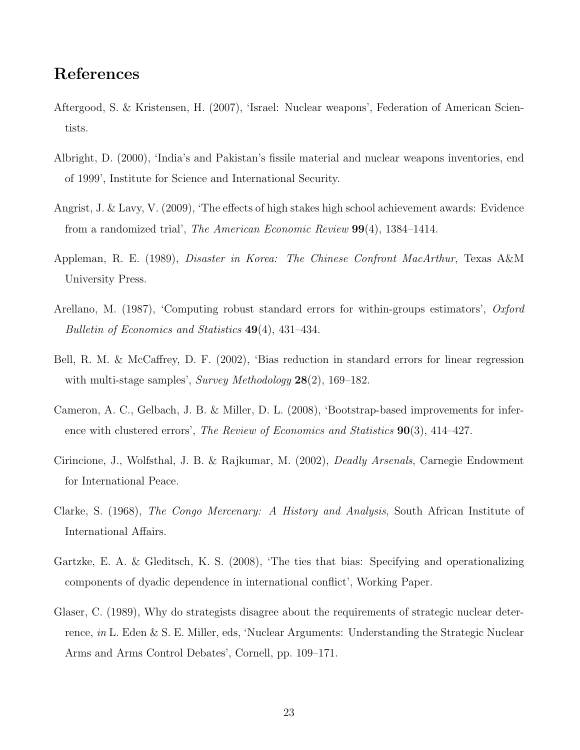# References

Aftergood, S. & Kristensen, H. (2007), 'Israel: Nuclear weapons', Federation of American Scientists.

Albright, D. (2000), 'India's and Pakistan's fissile material and nuclear weapons inventories, end of 1999', Institute for Science and International Security.

Angrist, J. & Lavy, V. (2009), 'The effects of high stakes high school achievement awards: Evidence from a randomized trial', *The American Economic Review* **99**(4), 1384–1414.

Appleman, R. E. (1989), *Disaster in Korea: The Chinese Confront MacArthur*, Texas A&M University Press.

Arellano, M. (1987), 'Computing robust standard errors for within-groups estimators', *Oxford Bulletin of Economics and Statistics* **49**(4), 431–434.

Bell, R. M. & McCaffrey, D. F. (2002), 'Bias reduction in standard errors for linear regression with multi-stage samples', *Survey Methodology* **28**(2), 169–182.

Cameron, A. C., Gelbach, J. B. & Miller, D. L. (2008), 'Bootstrap-based improvements for inference with clustered errors', *The Review of Economics and Statistics* **90**(3), 414–427.

Cirincione, J., Wolfsthal, J. B. & Rajkumar, M. (2002), *Deadly Arsenals*, Carnegie Endowment for International Peace.

Clarke, S. (1968), *The Congo Mercenary: A History and Analysis*, South African Institute of International Affairs.

Gartzke, E. A. & Gleditsch, K. S. (2008), 'The ties that bias: Specifying and operationalizing components of dyadic dependence in international conflict', Working Paper.

Glaser, C. (1989), Why do strategists disagree about the requirements of strategic nuclear deterrence, *in* L. Eden & S. E. Miller, eds, 'Nuclear Arguments: Understanding the Strategic Nuclear Arms and Arms Control Debates', Cornell, pp. 109–171.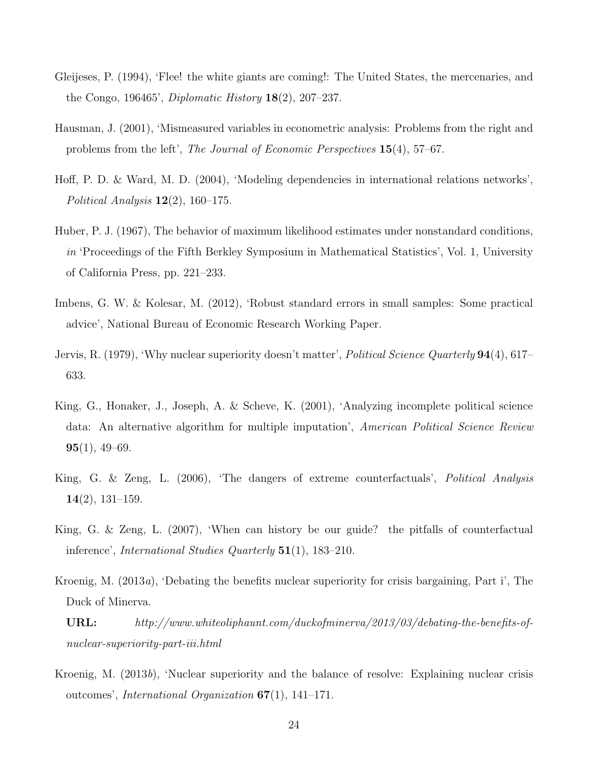Gleijeses, P. (1994), 'Flee! the white giants are coming!: The United States, the mercenaries, and the Congo, 196465', *Diplomatic History* **18**(2), 207–237.

Hausman, J. (2001), 'Mismeasured variables in econometric analysis: Problems from the right and problems from the left', *The Journal of Economic Perspectives* **15**(4), 57–67.

Hoff, P. D. & Ward, M. D. (2004), 'Modeling dependencies in international relations networks', *Political Analysis* **12**(2), 160–175.

Huber, P. J. (1967), The behavior of maximum likelihood estimates under nonstandard conditions, *in* 'Proceedings of the Fifth Berkley Symposium in Mathematical Statistics', Vol. 1, University of California Press, pp. 221–233.

Imbens, G. W. & Kolesar, M. (2012), 'Robust standard errors in small samples: Some practical advice', National Bureau of Economic Research Working Paper.

Jervis, R. (1979), 'Why nuclear superiority doesn't matter', *Political Science Quarterly* **94**(4), 617–633.

King, G., Honaker, J., Joseph, A. & Scheve, K. (2001), 'Analyzing incomplete political science data: An alternative algorithm for multiple imputation', *American Political Science Review* **95**(1), 49–69.

King, G. & Zeng, L. (2006), 'The dangers of extreme counterfactuals', *Political Analysis* **14**(2), 131–159.

King, G. & Zeng, L. (2007), 'When can history be our guide? the pitfalls of counterfactual inference', *International Studies Quarterly* **51**(1), 183–210.

Kroenig, M. (2013*a*), 'Debating the benefits nuclear superiority for crisis bargaining, Part i', The Duck of Minerva.

**URL:** *http://www.whiteoliphaunt.com/duckofminerva/2013/03/debating-the-benefits-of-nuclear-superiority-part-iii.html*

Kroenig, M. (2013*b*), 'Nuclear superiority and the balance of resolve: Explaining nuclear crisis outcomes', *International Organization* **67**(1), 141–171.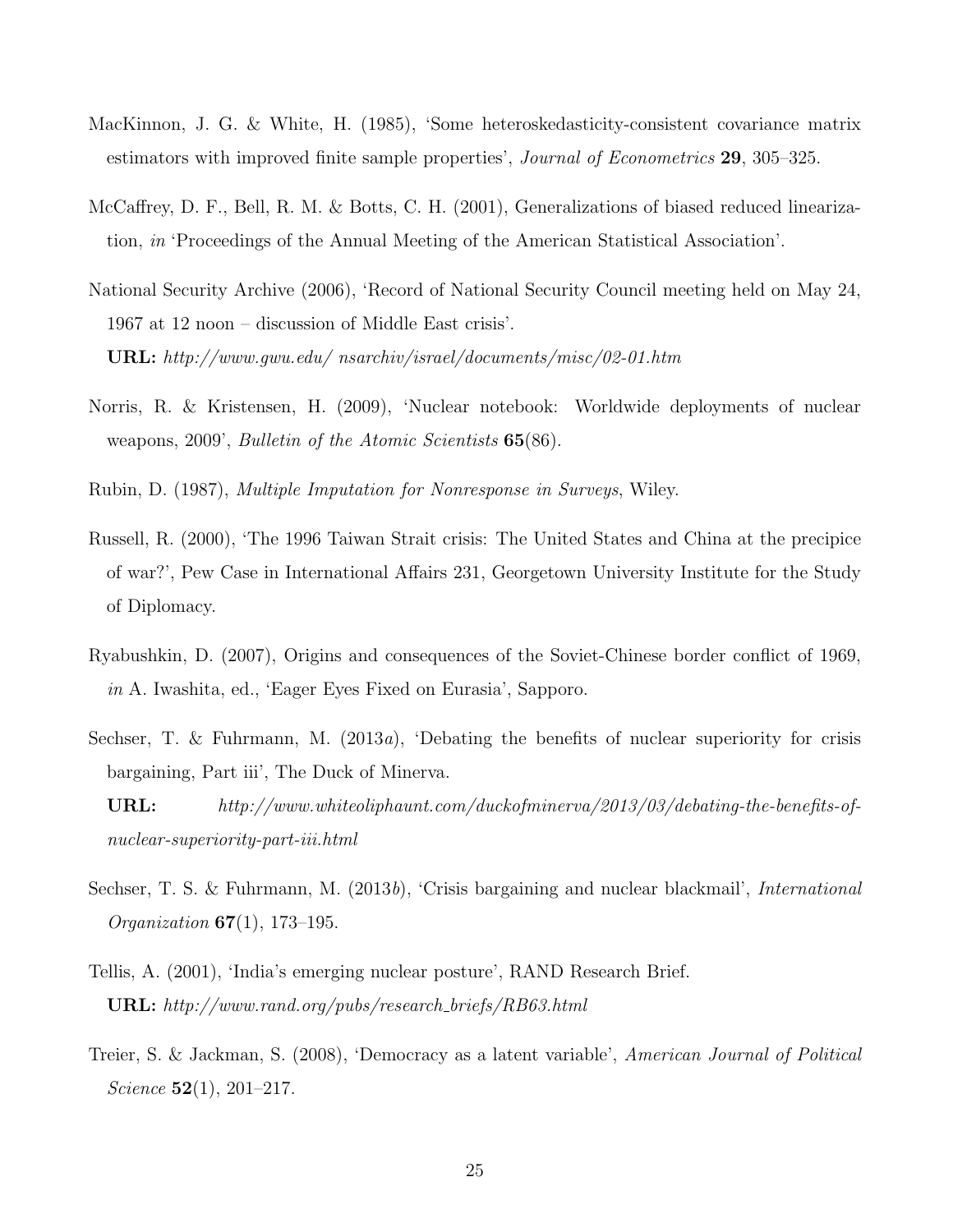MacKinnon, J. G. & White, H. (1985), 'Some heteroskedasticity-consistent covariance matrix estimators with improved finite sample properties', *Journal of Econometrics* **29**, 305–325.

McCaffrey, D. F., Bell, R. M. & Botts, C. H. (2001), Generalizations of biased reduced linearization, *in* 'Proceedings of the Annual Meeting of the American Statistical Association'.

National Security Archive (2006), 'Record of National Security Council meeting held on May 24, 1967 at 12 noon – discussion of Middle East crisis'.
**URL:** *http://www.gwu.edu/ nsarchiv/israel/documents/misc/02-01.htm*

Norris, R. & Kristensen, H. (2009), 'Nuclear notebook: Worldwide deployments of nuclear weapons, 2009', *Bulletin of the Atomic Scientists* **65**(86).

Rubin, D. (1987), *Multiple Imputation for Nonresponse in Surveys*, Wiley.

Russell, R. (2000), 'The 1996 Taiwan Strait crisis: The United States and China at the precipice of war?', Pew Case in International Affairs 231, Georgetown University Institute for the Study of Diplomacy.

Ryabushkin, D. (2007), Origins and consequences of the Soviet-Chinese border conflict of 1969, *in* A. Iwashita, ed., 'Eager Eyes Fixed on Eurasia', Sapporo.

Sechser, T. & Fuhrmann, M. (2013*a*), 'Debating the benefits of nuclear superiority for crisis bargaining, Part iii', The Duck of Minerva.
**URL:** *http://www.whiteoliphaunt.com/duckofminerva/2013/03/debating-the-benefits-of-nuclear-superiority-part-iii.html*

Sechser, T. S. & Fuhrmann, M. (2013*b*), 'Crisis bargaining and nuclear blackmail', *International Organization* **67**(1), 173–195.

Tellis, A. (2001), 'India's emerging nuclear posture', RAND Research Brief.
**URL:** *http://www.rand.org/pubs/research_briefs/RB63.html*

Treier, S. & Jackman, S. (2008), 'Democracy as a latent variable', *American Journal of Political Science* **52**(1), 201–217.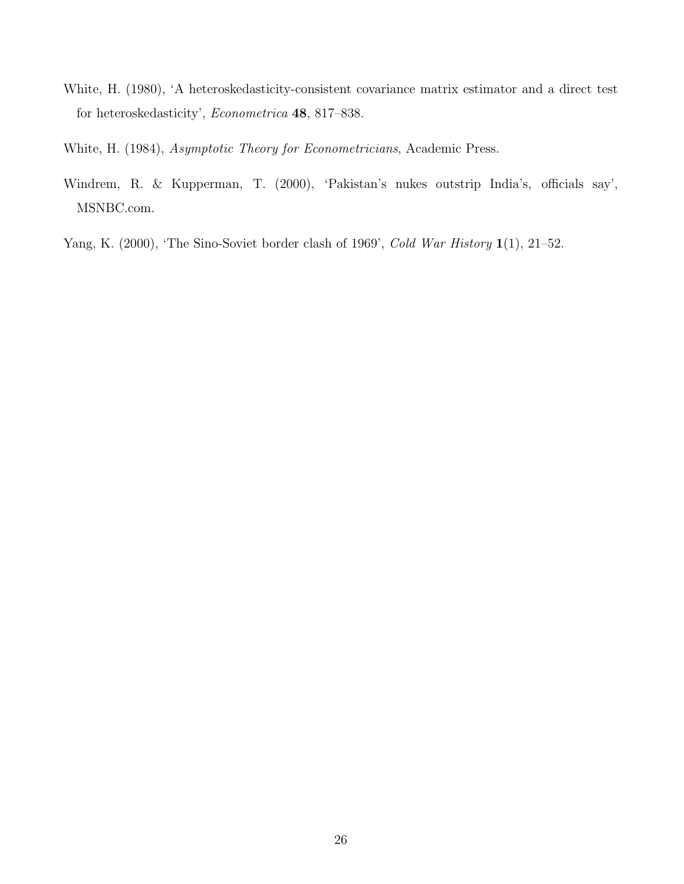White, H. (1980), 'A heteroskedasticity-consistent covariance matrix estimator and a direct test for heteroskedasticity', *Econometrica* **48**, 817–838.

White, H. (1984), *Asymptotic Theory for Econometricians*, Academic Press.

Windrem, R. & Kupperman, T. (2000), 'Pakistan's nukes outstrip India's, officials say', MSNBC.com.

Yang, K. (2000), 'The Sino-Soviet border clash of 1969', *Cold War History* **1**(1), 21–52.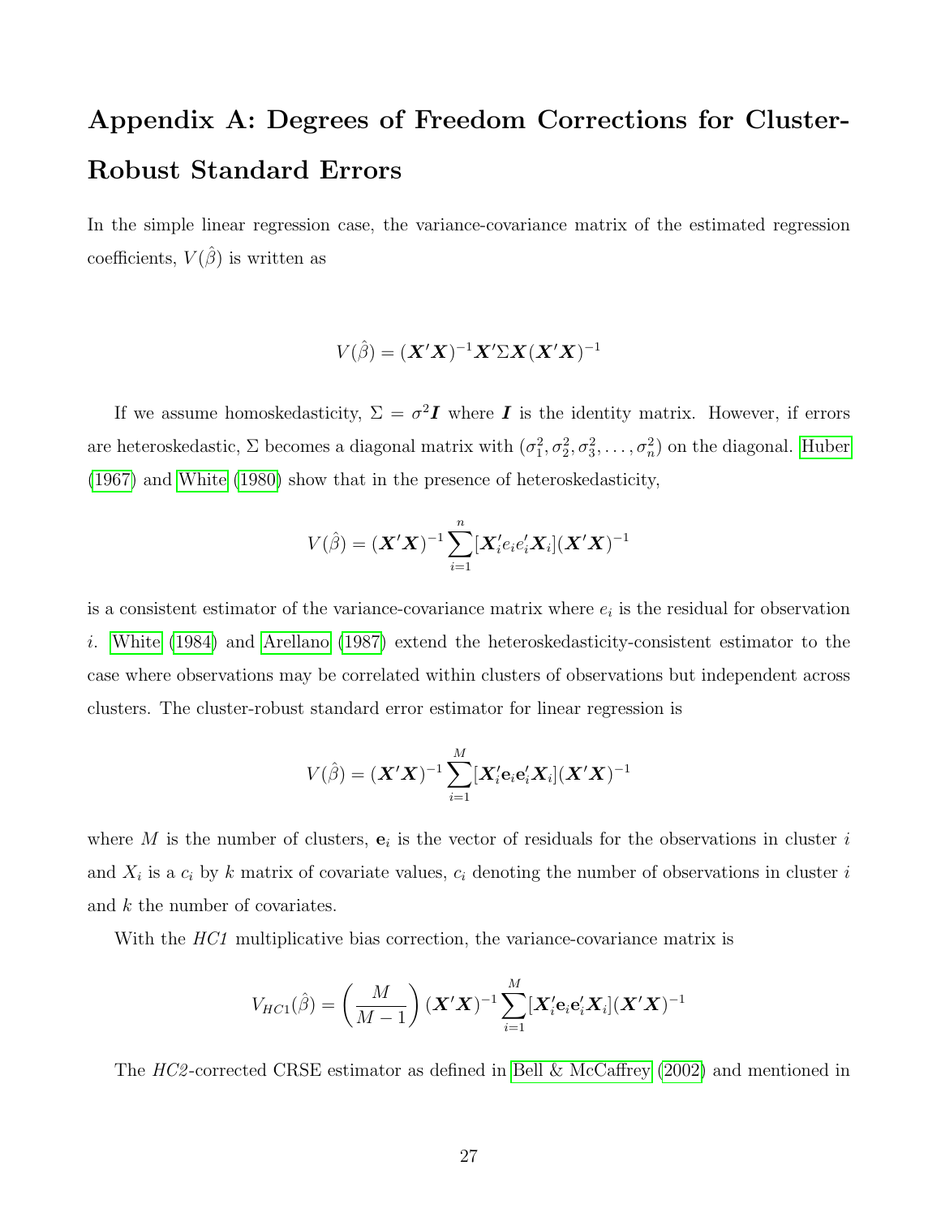# Appendix A: Degrees of Freedom Corrections for Cluster-Robust Standard Errors

In the simple linear regression case, the variance-covariance matrix of the estimated regression coefficients, $V(\hat{\beta})$ is written as

$$V(\hat{\beta}) = (\boldsymbol{X}'\boldsymbol{X})^{-1}\boldsymbol{X}'\Sigma\boldsymbol{X}(\boldsymbol{X}'\boldsymbol{X})^{-1}$$

If we assume homoskedasticity, $\Sigma = \sigma^2\boldsymbol{I}$ where $\boldsymbol{I}$ is the identity matrix. However, if errors are heteroskedastic, $\Sigma$ becomes a diagonal matrix with $(\sigma_1^2, \sigma_2^2, \sigma_3^2, \ldots, \sigma_n^2)$ on the diagonal. Huber (1967) and White (1980) show that in the presence of heteroskedasticity,

$$V(\hat{\beta}) = (\boldsymbol{X}'\boldsymbol{X})^{-1}\sum_{i=1}^{n}[\boldsymbol{X}_i'e_ie_i'\boldsymbol{X}_i](\boldsymbol{X}'\boldsymbol{X})^{-1}$$

is a consistent estimator of the variance-covariance matrix where $e_i$ is the residual for observation $i$. White (1984) and Arellano (1987) extend the heteroskedasticity-consistent estimator to the case where observations may be correlated within clusters of observations but independent across clusters. The cluster-robust standard error estimator for linear regression is

$$V(\hat{\beta}) = (\boldsymbol{X}'\boldsymbol{X})^{-1}\sum_{i=1}^{M}[\boldsymbol{X}_i'\mathbf{e}_i\mathbf{e}_i'\boldsymbol{X}_i](\boldsymbol{X}'\boldsymbol{X})^{-1}$$

where $M$ is the number of clusters, $\mathbf{e}_i$ is the vector of residuals for the observations in cluster $i$ and $X_i$ is a $c_i$ by $k$ matrix of covariate values, $c_i$ denoting the number of observations in cluster $i$ and $k$ the number of covariates.

With the *HC1* multiplicative bias correction, the variance-covariance matrix is

$$V_{HC1}(\hat{\beta}) = \left(\frac{M}{M-1}\right)(\boldsymbol{X}'\boldsymbol{X})^{-1}\sum_{i=1}^{M}[\boldsymbol{X}_i'\mathbf{e}_i\mathbf{e}_i'\boldsymbol{X}_i](\boldsymbol{X}'\boldsymbol{X})^{-1}$$

The *HC2*-corrected CRSE estimator as defined in Bell & McCaffrey (2002) and mentioned in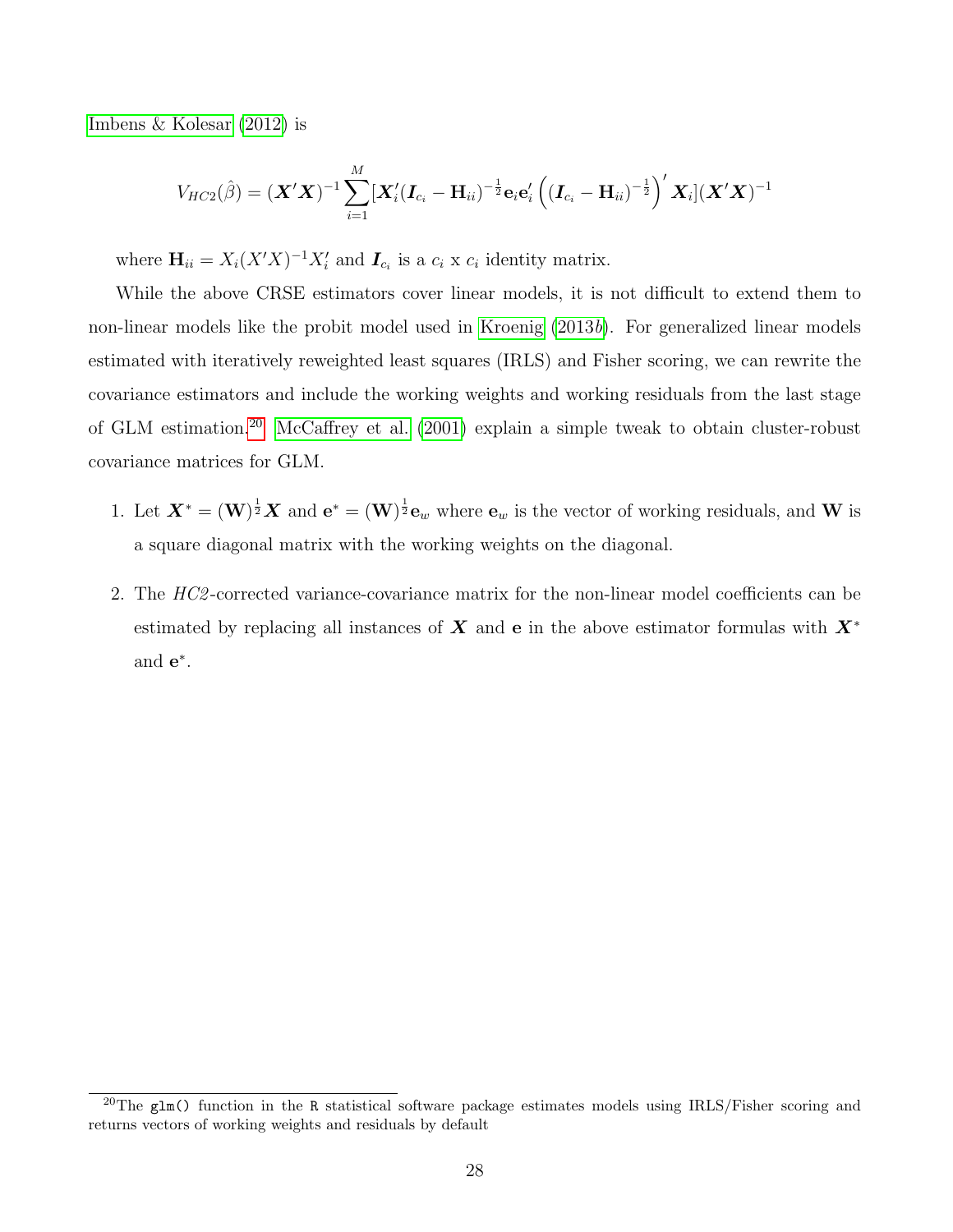Imbens & Kolesar (2012) is

$$V_{HC2}(\hat{\beta}) = (\boldsymbol{X}'\boldsymbol{X})^{-1} \sum_{i=1}^{M} [\boldsymbol{X}_i'(\boldsymbol{I}_{c_i} - \mathbf{H}_{ii})^{-\frac{1}{2}} \mathbf{e}_i \mathbf{e}_i' \left( (\boldsymbol{I}_{c_i} - \mathbf{H}_{ii})^{-\frac{1}{2}} \right)' \boldsymbol{X}_i] (\boldsymbol{X}'\boldsymbol{X})^{-1}$$

where $\mathbf{H}_{ii} = X_i(X'X)^{-1}X_i'$ and $\boldsymbol{I}_{c_i}$ is a $c_i$ x $c_i$ identity matrix.

While the above CRSE estimators cover linear models, it is not difficult to extend them to non-linear models like the probit model used in Kroenig (2013*b*). For generalized linear models estimated with iteratively reweighted least squares (IRLS) and Fisher scoring, we can rewrite the covariance estimators and include the working weights and working residuals from the last stage of GLM estimation.[20] McCaffrey et al. (2001) explain a simple tweak to obtain cluster-robust covariance matrices for GLM.

1. Let $\boldsymbol{X}^* = (\mathbf{W})^{\frac{1}{2}} \boldsymbol{X}$ and $\mathbf{e}^* = (\mathbf{W})^{\frac{1}{2}} \mathbf{e}_w$ where $\mathbf{e}_w$ is the vector of working residuals, and $\mathbf{W}$ is a square diagonal matrix with the working weights on the diagonal.

2. The *HC2*-corrected variance-covariance matrix for the non-linear model coefficients can be estimated by replacing all instances of $\boldsymbol{X}$ and $\mathbf{e}$ in the above estimator formulas with $\boldsymbol{X}^*$ and $\mathbf{e}^*$.

[20] The `glm()` function in the `R` statistical software package estimates models using IRLS/Fisher scoring and returns vectors of working weights and residuals by default